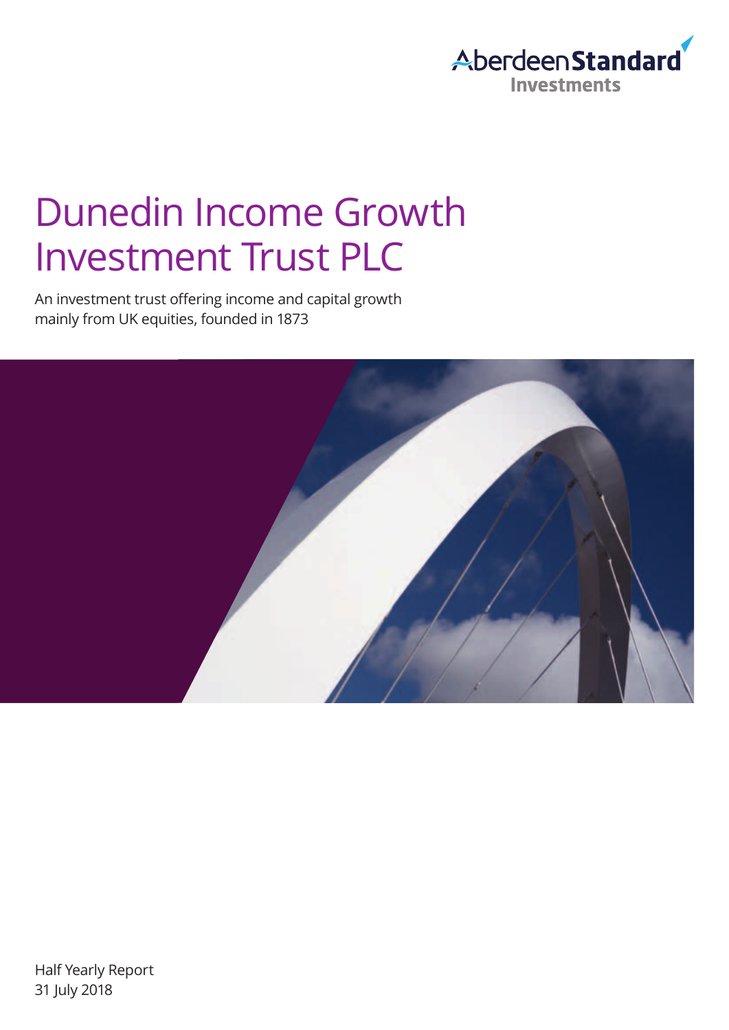Aberdeen Standard Investments

# Dunedin Income Growth Investment Trust PLC

An investment trust offering income and capital growth mainly from UK equities, founded in 1873

Half Yearly Report
31 July 2018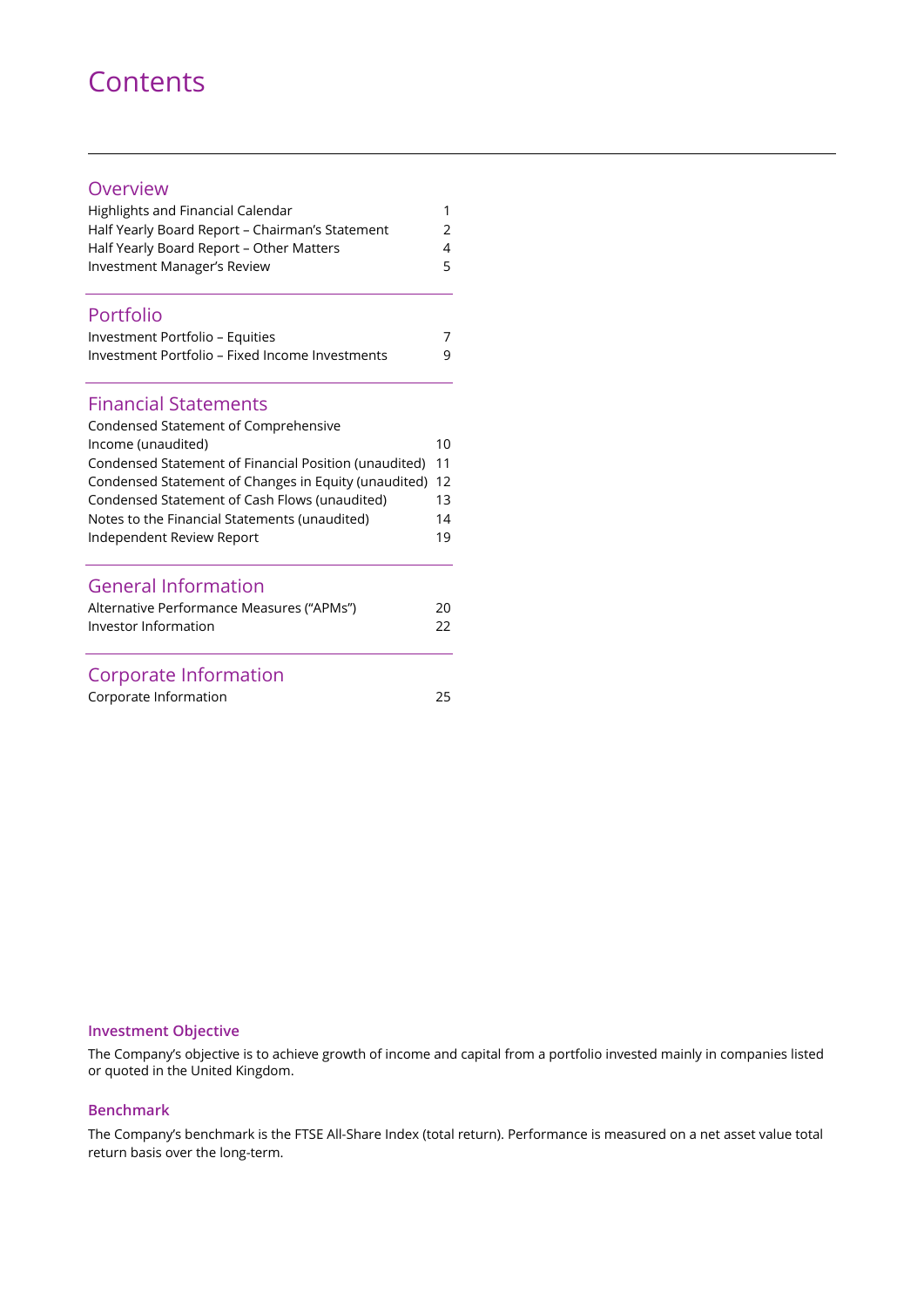# Contents

## Overview

| | |
|---|---|
| Highlights and Financial Calendar | 1 |
| Half Yearly Board Report – Chairman's Statement | 2 |
| Half Yearly Board Report – Other Matters | 4 |
| Investment Manager's Review | 5 |

## Portfolio

| | |
|---|---|
| Investment Portfolio – Equities | 7 |
| Investment Portfolio – Fixed Income Investments | 9 |

## Financial Statements

| | |
|---|---|
| Condensed Statement of Comprehensive Income (unaudited) | 10 |
| Condensed Statement of Financial Position (unaudited) | 11 |
| Condensed Statement of Changes in Equity (unaudited) | 12 |
| Condensed Statement of Cash Flows (unaudited) | 13 |
| Notes to the Financial Statements (unaudited) | 14 |
| Independent Review Report | 19 |

## General Information

| | |
|---|---|
| Alternative Performance Measures ("APMs") | 20 |
| Investor Information | 22 |

## Corporate Information

| | |
|---|---|
| Corporate Information | 25 |

### Investment Objective

The Company's objective is to achieve growth of income and capital from a portfolio invested mainly in companies listed or quoted in the United Kingdom.

### Benchmark

The Company's benchmark is the FTSE All-Share Index (total return). Performance is measured on a net asset value total return basis over the long-term.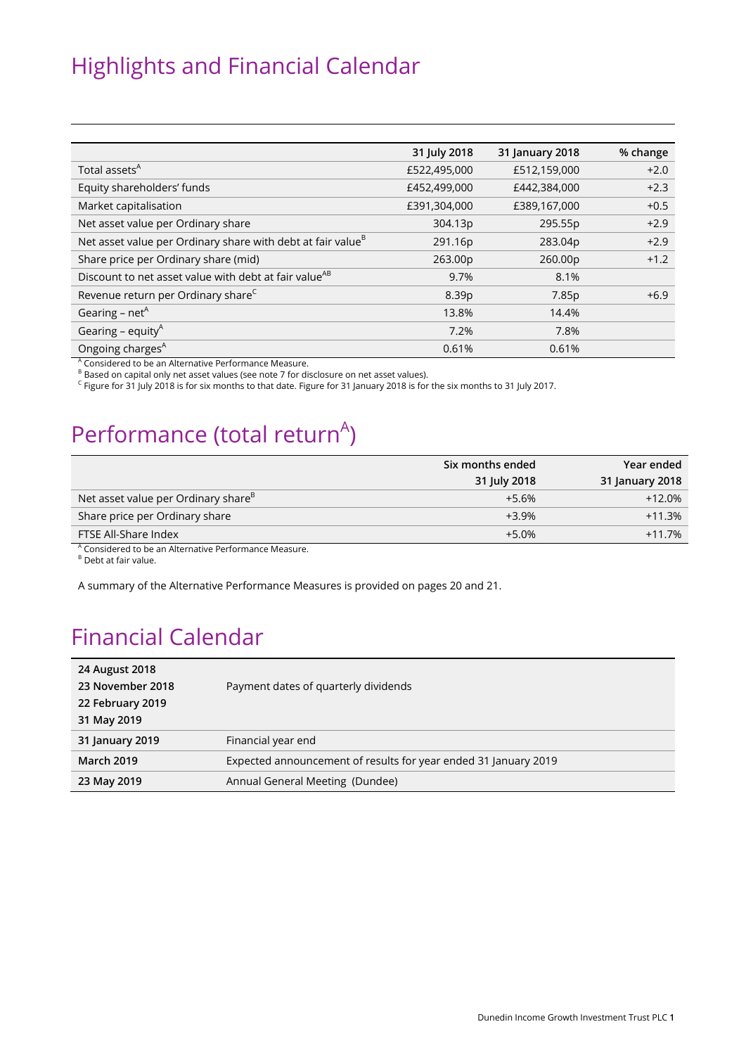# Highlights and Financial Calendar

| | 31 July 2018 | 31 January 2018 | % change |
|---|---|---|---|
| Total assets[A] | £522,495,000 | £512,159,000 | +2.0 |
| Equity shareholders' funds | £452,499,000 | £442,384,000 | +2.3 |
| Market capitalisation | £391,304,000 | £389,167,000 | +0.5 |
| Net asset value per Ordinary share | 304.13p | 295.55p | +2.9 |
| Net asset value per Ordinary share with debt at fair value[B] | 291.16p | 283.04p | +2.9 |
| Share price per Ordinary share (mid) | 263.00p | 260.00p | +1.2 |
| Discount to net asset value with debt at fair value[AB] | 9.7% | 8.1% | |
| Revenue return per Ordinary share[C] | 8.39p | 7.85p | +6.9 |
| Gearing – net[A] | 13.8% | 14.4% | |
| Gearing – equity[A] | 7.2% | 7.8% | |
| Ongoing charges[A] | 0.61% | 0.61% | |

[A] Considered to be an Alternative Performance Measure.
[B] Based on capital only net asset values (see note 7 for disclosure on net asset values).
[C] Figure for 31 July 2018 is for six months to that date. Figure for 31 January 2018 is for the six months to 31 July 2017.

# Performance (total return[A])

| | Six months ended 31 July 2018 | Year ended 31 January 2018 |
|---|---|---|
| Net asset value per Ordinary share[B] | +5.6% | +12.0% |
| Share price per Ordinary share | +3.9% | +11.3% |
| FTSE All-Share Index | +5.0% | +11.7% |

[A] Considered to be an Alternative Performance Measure.
[B] Debt at fair value.

A summary of the Alternative Performance Measures is provided on pages 20 and 21.

# Financial Calendar

| | |
|---|---|
| **24 August 2018**<br>**23 November 2018**<br>**22 February 2019**<br>**31 May 2019** | Payment dates of quarterly dividends |
| **31 January 2019** | Financial year end |
| **March 2019** | Expected announcement of results for year ended 31 January 2019 |
| **23 May 2019** | Annual General Meeting (Dundee) |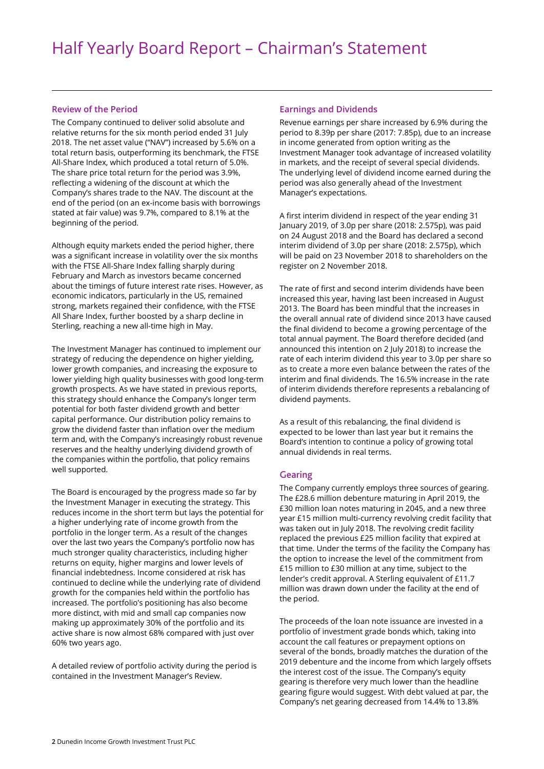# Half Yearly Board Report – Chairman's Statement

## Review of the Period

The Company continued to deliver solid absolute and relative returns for the six month period ended 31 July 2018. The net asset value ("NAV") increased by 5.6% on a total return basis, outperforming its benchmark, the FTSE All-Share Index, which produced a total return of 5.0%. The share price total return for the period was 3.9%, reflecting a widening of the discount at which the Company's shares trade to the NAV. The discount at the end of the period (on an ex-income basis with borrowings stated at fair value) was 9.7%, compared to 8.1% at the beginning of the period.

Although equity markets ended the period higher, there was a significant increase in volatility over the six months with the FTSE All-Share Index falling sharply during February and March as investors became concerned about the timings of future interest rate rises. However, as economic indicators, particularly in the US, remained strong, markets regained their confidence, with the FTSE All Share Index, further boosted by a sharp decline in Sterling, reaching a new all-time high in May.

The Investment Manager has continued to implement our strategy of reducing the dependence on higher yielding, lower growth companies, and increasing the exposure to lower yielding high quality businesses with good long-term growth prospects. As we have stated in previous reports, this strategy should enhance the Company's longer term potential for both faster dividend growth and better capital performance. Our distribution policy remains to grow the dividend faster than inflation over the medium term and, with the Company's increasingly robust revenue reserves and the healthy underlying dividend growth of the companies within the portfolio, that policy remains well supported.

The Board is encouraged by the progress made so far by the Investment Manager in executing the strategy. This reduces income in the short term but lays the potential for a higher underlying rate of income growth from the portfolio in the longer term. As a result of the changes over the last two years the Company's portfolio now has much stronger quality characteristics, including higher returns on equity, higher margins and lower levels of financial indebtedness. Income considered at risk has continued to decline while the underlying rate of dividend growth for the companies held within the portfolio has increased. The portfolio's positioning has also become more distinct, with mid and small cap companies now making up approximately 30% of the portfolio and its active share is now almost 68% compared with just over 60% two years ago.

A detailed review of portfolio activity during the period is contained in the Investment Manager's Review.

## Earnings and Dividends

Revenue earnings per share increased by 6.9% during the period to 8.39p per share (2017: 7.85p), due to an increase in income generated from option writing as the Investment Manager took advantage of increased volatility in markets, and the receipt of several special dividends. The underlying level of dividend income earned during the period was also generally ahead of the Investment Manager's expectations.

A first interim dividend in respect of the year ending 31 January 2019, of 3.0p per share (2018: 2.575p), was paid on 24 August 2018 and the Board has declared a second interim dividend of 3.0p per share (2018: 2.575p), which will be paid on 23 November 2018 to shareholders on the register on 2 November 2018.

The rate of first and second interim dividends have been increased this year, having last been increased in August 2013. The Board has been mindful that the increases in the overall annual rate of dividend since 2013 have caused the final dividend to become a growing percentage of the total annual payment. The Board therefore decided (and announced this intention on 2 July 2018) to increase the rate of each interim dividend this year to 3.0p per share so as to create a more even balance between the rates of the interim and final dividends. The 16.5% increase in the rate of interim dividends therefore represents a rebalancing of dividend payments.

As a result of this rebalancing, the final dividend is expected to be lower than last year but it remains the Board's intention to continue a policy of growing total annual dividends in real terms.

## Gearing

The Company currently employs three sources of gearing. The £28.6 million debenture maturing in April 2019, the £30 million loan notes maturing in 2045, and a new three year £15 million multi-currency revolving credit facility that was taken out in July 2018. The revolving credit facility replaced the previous £25 million facility that expired at that time. Under the terms of the facility the Company has the option to increase the level of the commitment from £15 million to £30 million at any time, subject to the lender's credit approval. A Sterling equivalent of £11.7 million was drawn down under the facility at the end of the period.

The proceeds of the loan note issuance are invested in a portfolio of investment grade bonds which, taking into account the call features or prepayment options on several of the bonds, broadly matches the duration of the 2019 debenture and the income from which largely offsets the interest cost of the issue. The Company's equity gearing is therefore very much lower than the headline gearing figure would suggest. With debt valued at par, the Company's net gearing decreased from 14.4% to 13.8%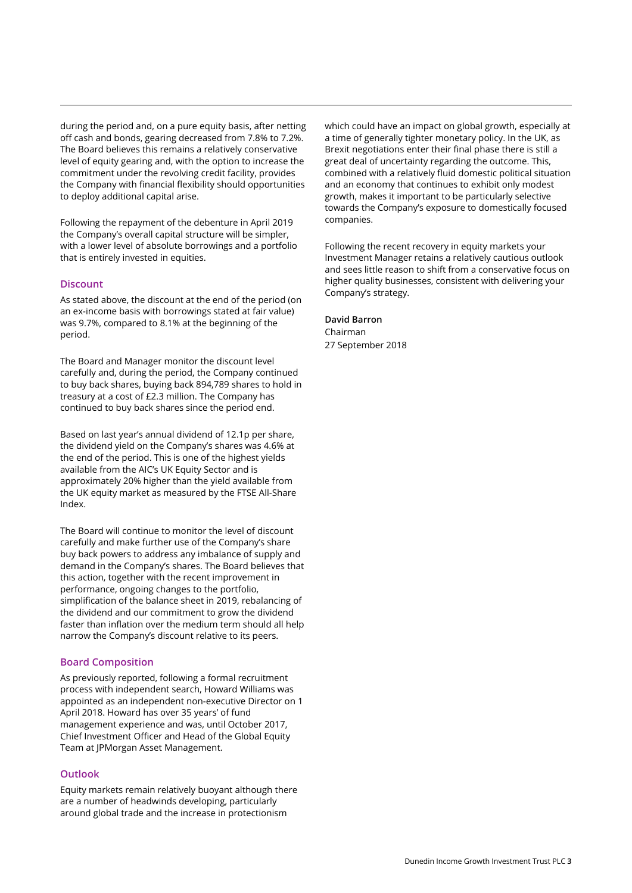during the period and, on a pure equity basis, after netting off cash and bonds, gearing decreased from 7.8% to 7.2%. The Board believes this remains a relatively conservative level of equity gearing and, with the option to increase the commitment under the revolving credit facility, provides the Company with financial flexibility should opportunities to deploy additional capital arise.

Following the repayment of the debenture in April 2019 the Company's overall capital structure will be simpler, with a lower level of absolute borrowings and a portfolio that is entirely invested in equities.

### Discount

As stated above, the discount at the end of the period (on an ex-income basis with borrowings stated at fair value) was 9.7%, compared to 8.1% at the beginning of the period.

The Board and Manager monitor the discount level carefully and, during the period, the Company continued to buy back shares, buying back 894,789 shares to hold in treasury at a cost of £2.3 million. The Company has continued to buy back shares since the period end.

Based on last year's annual dividend of 12.1p per share, the dividend yield on the Company's shares was 4.6% at the end of the period. This is one of the highest yields available from the AIC's UK Equity Sector and is approximately 20% higher than the yield available from the UK equity market as measured by the FTSE All-Share Index.

The Board will continue to monitor the level of discount carefully and make further use of the Company's share buy back powers to address any imbalance of supply and demand in the Company's shares. The Board believes that this action, together with the recent improvement in performance, ongoing changes to the portfolio, simplification of the balance sheet in 2019, rebalancing of the dividend and our commitment to grow the dividend faster than inflation over the medium term should all help narrow the Company's discount relative to its peers.

### Board Composition

As previously reported, following a formal recruitment process with independent search, Howard Williams was appointed as an independent non-executive Director on 1 April 2018. Howard has over 35 years' of fund management experience and was, until October 2017, Chief Investment Officer and Head of the Global Equity Team at JPMorgan Asset Management.

### Outlook

Equity markets remain relatively buoyant although there are a number of headwinds developing, particularly around global trade and the increase in protectionism which could have an impact on global growth, especially at a time of generally tighter monetary policy. In the UK, as Brexit negotiations enter their final phase there is still a great deal of uncertainty regarding the outcome. This, combined with a relatively fluid domestic political situation and an economy that continues to exhibit only modest growth, makes it important to be particularly selective towards the Company's exposure to domestically focused companies.

Following the recent recovery in equity markets your Investment Manager retains a relatively cautious outlook and sees little reason to shift from a conservative focus on higher quality businesses, consistent with delivering your Company's strategy.

**David Barron**
Chairman
27 September 2018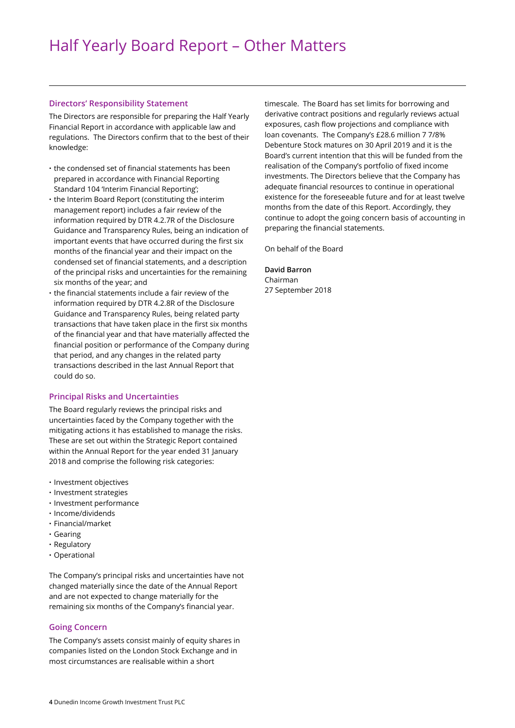# Half Yearly Board Report – Other Matters

## Directors' Responsibility Statement

The Directors are responsible for preparing the Half Yearly Financial Report in accordance with applicable law and regulations. The Directors confirm that to the best of their knowledge:

- the condensed set of financial statements has been prepared in accordance with Financial Reporting Standard 104 'Interim Financial Reporting';
- the Interim Board Report (constituting the interim management report) includes a fair review of the information required by DTR 4.2.7R of the Disclosure Guidance and Transparency Rules, being an indication of important events that have occurred during the first six months of the financial year and their impact on the condensed set of financial statements, and a description of the principal risks and uncertainties for the remaining six months of the year; and
- the financial statements include a fair review of the information required by DTR 4.2.8R of the Disclosure Guidance and Transparency Rules, being related party transactions that have taken place in the first six months of the financial year and that have materially affected the financial position or performance of the Company during that period, and any changes in the related party transactions described in the last Annual Report that could do so.

## Principal Risks and Uncertainties

The Board regularly reviews the principal risks and uncertainties faced by the Company together with the mitigating actions it has established to manage the risks. These are set out within the Strategic Report contained within the Annual Report for the year ended 31 January 2018 and comprise the following risk categories:

- Investment objectives
- Investment strategies
- Investment performance
- Income/dividends
- Financial/market
- Gearing
- Regulatory
- Operational

The Company's principal risks and uncertainties have not changed materially since the date of the Annual Report and are not expected to change materially for the remaining six months of the Company's financial year.

## Going Concern

The Company's assets consist mainly of equity shares in companies listed on the London Stock Exchange and in most circumstances are realisable within a short timescale. The Board has set limits for borrowing and derivative contract positions and regularly reviews actual exposures, cash flow projections and compliance with loan covenants. The Company's £28.6 million 7 7/8% Debenture Stock matures on 30 April 2019 and it is the Board's current intention that this will be funded from the realisation of the Company's portfolio of fixed income investments. The Directors believe that the Company has adequate financial resources to continue in operational existence for the foreseeable future and for at least twelve months from the date of this Report. Accordingly, they continue to adopt the going concern basis of accounting in preparing the financial statements.

On behalf of the Board

**David Barron**
Chairman
27 September 2018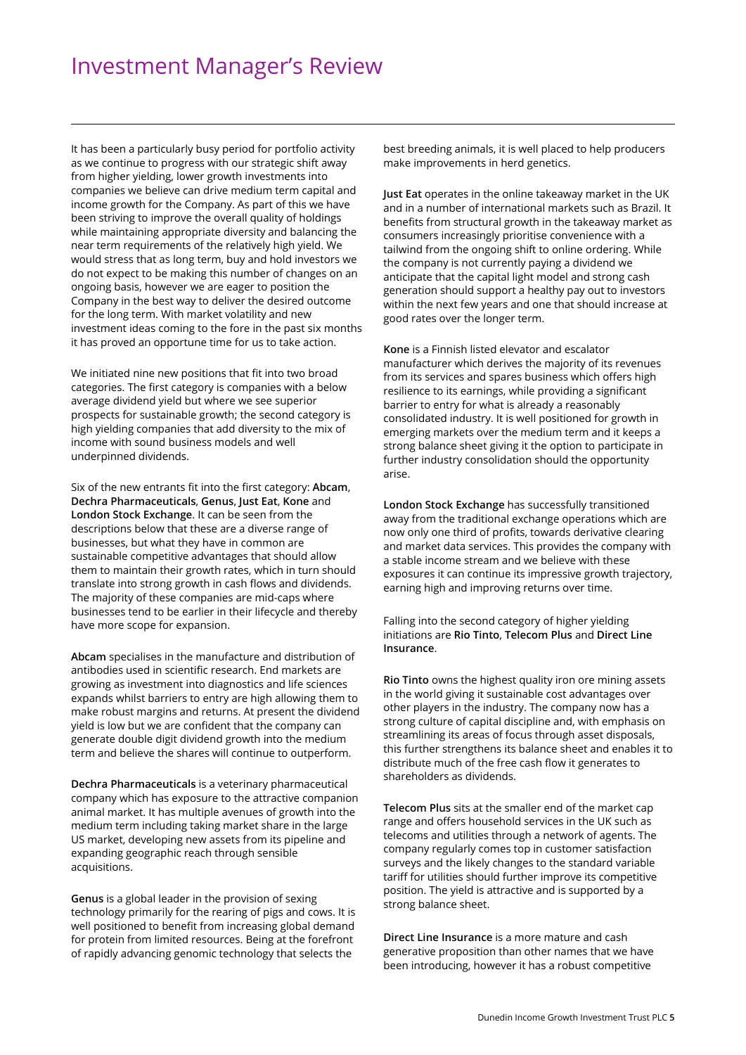# Investment Manager's Review

It has been a particularly busy period for portfolio activity as we continue to progress with our strategic shift away from higher yielding, lower growth investments into companies we believe can drive medium term capital and income growth for the Company. As part of this we have been striving to improve the overall quality of holdings while maintaining appropriate diversity and balancing the near term requirements of the relatively high yield. We would stress that as long term, buy and hold investors we do not expect to be making this number of changes on an ongoing basis, however we are eager to position the Company in the best way to deliver the desired outcome for the long term. With market volatility and new investment ideas coming to the fore in the past six months it has proved an opportune time for us to take action.

We initiated nine new positions that fit into two broad categories. The first category is companies with a below average dividend yield but where we see superior prospects for sustainable growth; the second category is high yielding companies that add diversity to the mix of income with sound business models and well underpinned dividends.

Six of the new entrants fit into the first category: **Abcam**, **Dechra Pharmaceuticals**, **Genus**, **Just Eat**, **Kone** and **London Stock Exchange**. It can be seen from the descriptions below that these are a diverse range of businesses, but what they have in common are sustainable competitive advantages that should allow them to maintain their growth rates, which in turn should translate into strong growth in cash flows and dividends. The majority of these companies are mid-caps where businesses tend to be earlier in their lifecycle and thereby have more scope for expansion.

**Abcam** specialises in the manufacture and distribution of antibodies used in scientific research. End markets are growing as investment into diagnostics and life sciences expands whilst barriers to entry are high allowing them to make robust margins and returns. At present the dividend yield is low but we are confident that the company can generate double digit dividend growth into the medium term and believe the shares will continue to outperform.

**Dechra Pharmaceuticals** is a veterinary pharmaceutical company which has exposure to the attractive companion animal market. It has multiple avenues of growth into the medium term including taking market share in the large US market, developing new assets from its pipeline and expanding geographic reach through sensible acquisitions.

**Genus** is a global leader in the provision of sexing technology primarily for the rearing of pigs and cows. It is well positioned to benefit from increasing global demand for protein from limited resources. Being at the forefront of rapidly advancing genomic technology that selects the best breeding animals, it is well placed to help producers make improvements in herd genetics.

**Just Eat** operates in the online takeaway market in the UK and in a number of international markets such as Brazil. It benefits from structural growth in the takeaway market as consumers increasingly prioritise convenience with a tailwind from the ongoing shift to online ordering. While the company is not currently paying a dividend we anticipate that the capital light model and strong cash generation should support a healthy pay out to investors within the next few years and one that should increase at good rates over the longer term.

**Kone** is a Finnish listed elevator and escalator manufacturer which derives the majority of its revenues from its services and spares business which offers high resilience to its earnings, while providing a significant barrier to entry for what is already a reasonably consolidated industry. It is well positioned for growth in emerging markets over the medium term and it keeps a strong balance sheet giving it the option to participate in further industry consolidation should the opportunity arise.

**London Stock Exchange** has successfully transitioned away from the traditional exchange operations which are now only one third of profits, towards derivative clearing and market data services. This provides the company with a stable income stream and we believe with these exposures it can continue its impressive growth trajectory, earning high and improving returns over time.

Falling into the second category of higher yielding initiations are **Rio Tinto**, **Telecom Plus** and **Direct Line Insurance**.

**Rio Tinto** owns the highest quality iron ore mining assets in the world giving it sustainable cost advantages over other players in the industry. The company now has a strong culture of capital discipline and, with emphasis on streamlining its areas of focus through asset disposals, this further strengthens its balance sheet and enables it to distribute much of the free cash flow it generates to shareholders as dividends.

**Telecom Plus** sits at the smaller end of the market cap range and offers household services in the UK such as telecoms and utilities through a network of agents. The company regularly comes top in customer satisfaction surveys and the likely changes to the standard variable tariff for utilities should further improve its competitive position. The yield is attractive and is supported by a strong balance sheet.

**Direct Line Insurance** is a more mature and cash generative proposition than other names that we have been introducing, however it has a robust competitive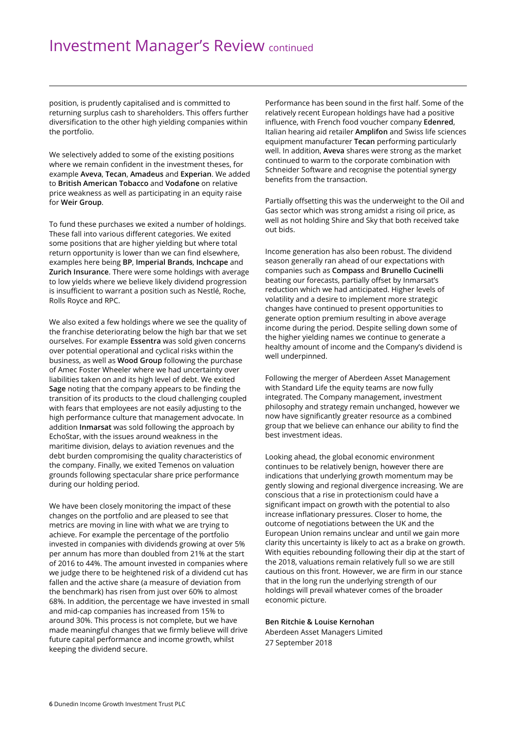# Investment Manager's Review continued

position, is prudently capitalised and is committed to returning surplus cash to shareholders. This offers further diversification to the other high yielding companies within the portfolio.

We selectively added to some of the existing positions where we remain confident in the investment theses, for example **Aveva**, **Tecan**, **Amadeus** and **Experian**. We added to **British American Tobacco** and **Vodafone** on relative price weakness as well as participating in an equity raise for **Weir Group**.

To fund these purchases we exited a number of holdings. These fall into various different categories. We exited some positions that are higher yielding but where total return opportunity is lower than we can find elsewhere, examples here being **BP**, **Imperial Brands**, **Inchcape** and **Zurich Insurance**. There were some holdings with average to low yields where we believe likely dividend progression is insufficient to warrant a position such as Nestlé, Roche, Rolls Royce and RPC.

We also exited a few holdings where we see the quality of the franchise deteriorating below the high bar that we set ourselves. For example **Essentra** was sold given concerns over potential operational and cyclical risks within the business, as well as **Wood Group** following the purchase of Amec Foster Wheeler where we had uncertainty over liabilities taken on and its high level of debt. We exited **Sage** noting that the company appears to be finding the transition of its products to the cloud challenging coupled with fears that employees are not easily adjusting to the high performance culture that management advocate. In addition **Inmarsat** was sold following the approach by EchoStar, with the issues around weakness in the maritime division, delays to aviation revenues and the debt burden compromising the quality characteristics of the company. Finally, we exited Temenos on valuation grounds following spectacular share price performance during our holding period.

We have been closely monitoring the impact of these changes on the portfolio and are pleased to see that metrics are moving in line with what we are trying to achieve. For example the percentage of the portfolio invested in companies with dividends growing at over 5% per annum has more than doubled from 21% at the start of 2016 to 44%. The amount invested in companies where we judge there to be heightened risk of a dividend cut has fallen and the active share (a measure of deviation from the benchmark) has risen from just over 60% to almost 68%. In addition, the percentage we have invested in small and mid-cap companies has increased from 15% to around 30%. This process is not complete, but we have made meaningful changes that we firmly believe will drive future capital performance and income growth, whilst keeping the dividend secure.

Performance has been sound in the first half. Some of the relatively recent European holdings have had a positive influence, with French food voucher company **Edenred**, Italian hearing aid retailer **Amplifon** and Swiss life sciences equipment manufacturer **Tecan** performing particularly well. In addition, **Aveva** shares were strong as the market continued to warm to the corporate combination with Schneider Software and recognise the potential synergy benefits from the transaction.

Partially offsetting this was the underweight to the Oil and Gas sector which was strong amidst a rising oil price, as well as not holding Shire and Sky that both received take out bids.

Income generation has also been robust. The dividend season generally ran ahead of our expectations with companies such as **Compass** and **Brunello Cucinelli** beating our forecasts, partially offset by Inmarsat's reduction which we had anticipated. Higher levels of volatility and a desire to implement more strategic changes have continued to present opportunities to generate option premium resulting in above average income during the period. Despite selling down some of the higher yielding names we continue to generate a healthy amount of income and the Company's dividend is well underpinned.

Following the merger of Aberdeen Asset Management with Standard Life the equity teams are now fully integrated. The Company management, investment philosophy and strategy remain unchanged, however we now have significantly greater resource as a combined group that we believe can enhance our ability to find the best investment ideas.

Looking ahead, the global economic environment continues to be relatively benign, however there are indications that underlying growth momentum may be gently slowing and regional divergence increasing. We are conscious that a rise in protectionism could have a significant impact on growth with the potential to also increase inflationary pressures. Closer to home, the outcome of negotiations between the UK and the European Union remains unclear and until we gain more clarity this uncertainty is likely to act as a brake on growth. With equities rebounding following their dip at the start of the 2018, valuations remain relatively full so we are still cautious on this front. However, we are firm in our stance that in the long run the underlying strength of our holdings will prevail whatever comes of the broader economic picture.

**Ben Ritchie & Louise Kernohan**
Aberdeen Asset Managers Limited
27 September 2018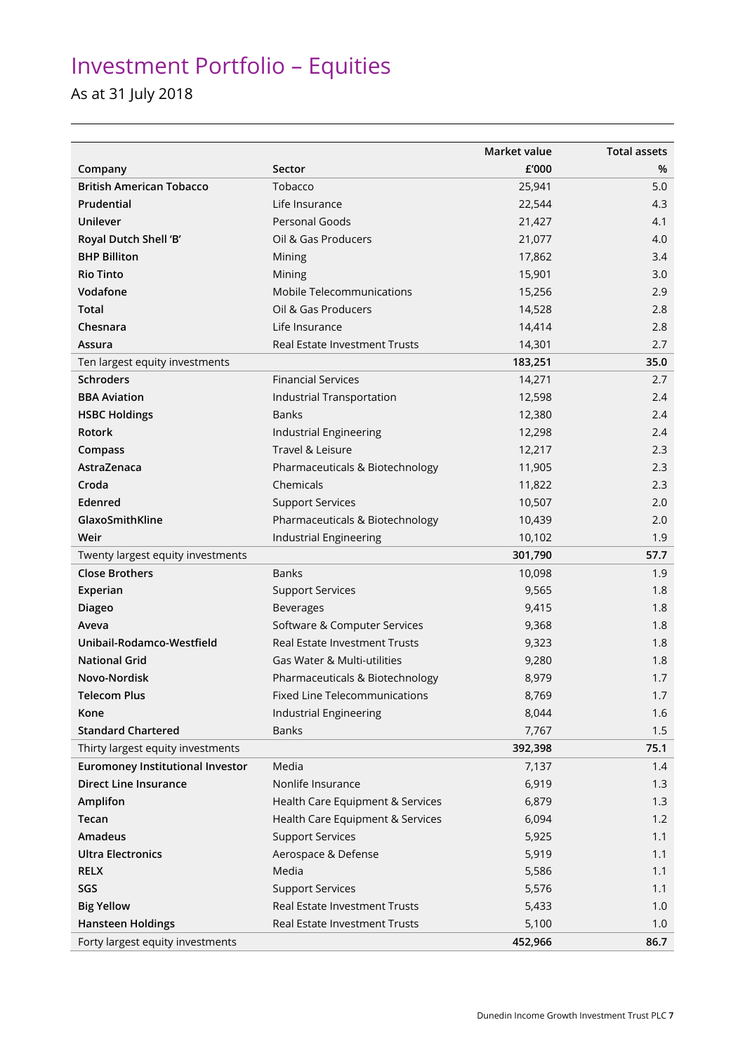# Investment Portfolio – Equities

As at 31 July 2018

| Company | Sector | Market value £'000 | Total assets % |
|---|---|---|---|
| **British American Tobacco** | Tobacco | 25,941 | 5.0 |
| **Prudential** | Life Insurance | 22,544 | 4.3 |
| **Unilever** | Personal Goods | 21,427 | 4.1 |
| **Royal Dutch Shell 'B'** | Oil & Gas Producers | 21,077 | 4.0 |
| **BHP Billiton** | Mining | 17,862 | 3.4 |
| **Rio Tinto** | Mining | 15,901 | 3.0 |
| **Vodafone** | Mobile Telecommunications | 15,256 | 2.9 |
| **Total** | Oil & Gas Producers | 14,528 | 2.8 |
| **Chesnara** | Life Insurance | 14,414 | 2.8 |
| **Assura** | Real Estate Investment Trusts | 14,301 | 2.7 |
| Ten largest equity investments | | **183,251** | **35.0** |
| **Schroders** | Financial Services | 14,271 | 2.7 |
| **BBA Aviation** | Industrial Transportation | 12,598 | 2.4 |
| **HSBC Holdings** | Banks | 12,380 | 2.4 |
| **Rotork** | Industrial Engineering | 12,298 | 2.4 |
| **Compass** | Travel & Leisure | 12,217 | 2.3 |
| **AstraZenaca** | Pharmaceuticals & Biotechnology | 11,905 | 2.3 |
| **Croda** | Chemicals | 11,822 | 2.3 |
| **Edenred** | Support Services | 10,507 | 2.0 |
| **GlaxoSmithKline** | Pharmaceuticals & Biotechnology | 10,439 | 2.0 |
| **Weir** | Industrial Engineering | 10,102 | 1.9 |
| Twenty largest equity investments | | **301,790** | **57.7** |
| **Close Brothers** | Banks | 10,098 | 1.9 |
| **Experian** | Support Services | 9,565 | 1.8 |
| **Diageo** | Beverages | 9,415 | 1.8 |
| **Aveva** | Software & Computer Services | 9,368 | 1.8 |
| **Unibail-Rodamco-Westfield** | Real Estate Investment Trusts | 9,323 | 1.8 |
| **National Grid** | Gas Water & Multi-utilities | 9,280 | 1.8 |
| **Novo-Nordisk** | Pharmaceuticals & Biotechnology | 8,979 | 1.7 |
| **Telecom Plus** | Fixed Line Telecommunications | 8,769 | 1.7 |
| **Kone** | Industrial Engineering | 8,044 | 1.6 |
| **Standard Chartered** | Banks | 7,767 | 1.5 |
| Thirty largest equity investments | | **392,398** | **75.1** |
| **Euromoney Institutional Investor** | Media | 7,137 | 1.4 |
| **Direct Line Insurance** | Nonlife Insurance | 6,919 | 1.3 |
| **Amplifon** | Health Care Equipment & Services | 6,879 | 1.3 |
| **Tecan** | Health Care Equipment & Services | 6,094 | 1.2 |
| **Amadeus** | Support Services | 5,925 | 1.1 |
| **Ultra Electronics** | Aerospace & Defense | 5,919 | 1.1 |
| **RELX** | Media | 5,586 | 1.1 |
| **SGS** | Support Services | 5,576 | 1.1 |
| **Big Yellow** | Real Estate Investment Trusts | 5,433 | 1.0 |
| **Hansteen Holdings** | Real Estate Investment Trusts | 5,100 | 1.0 |
| Forty largest equity investments | | **452,966** | **86.7** |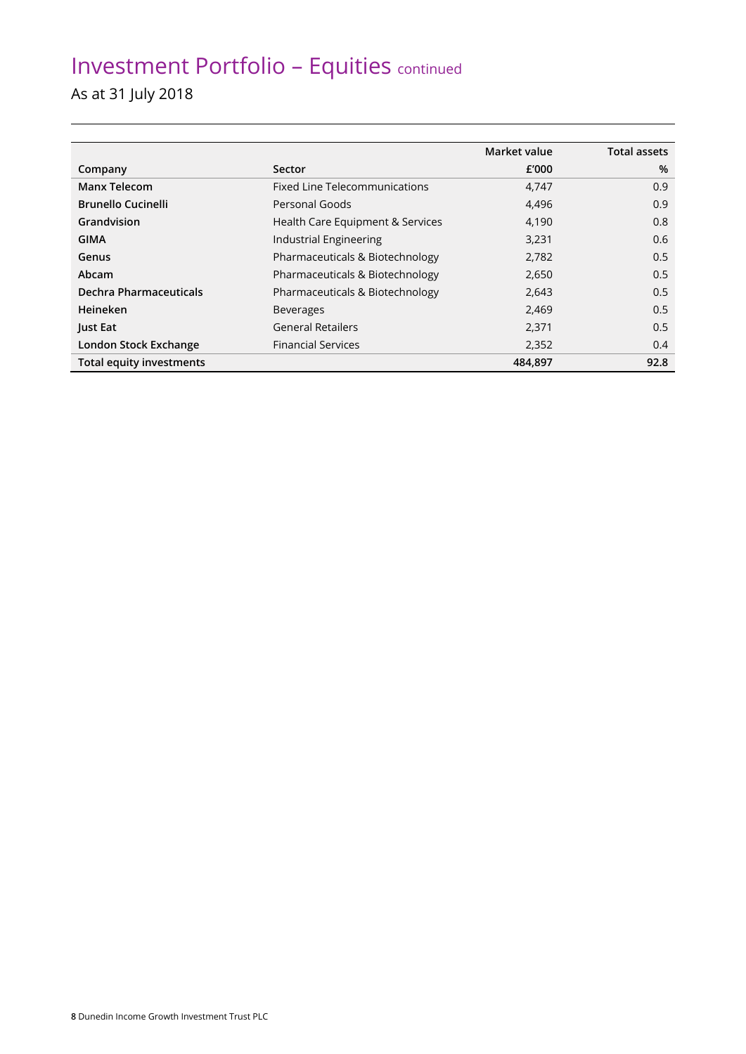# Investment Portfolio – Equities continued

As at 31 July 2018

| Company | Sector | Market value £'000 | Total assets % |
|---|---|---|---|
| **Manx Telecom** | Fixed Line Telecommunications | 4,747 | 0.9 |
| **Brunello Cucinelli** | Personal Goods | 4,496 | 0.9 |
| **Grandvision** | Health Care Equipment & Services | 4,190 | 0.8 |
| **GIMA** | Industrial Engineering | 3,231 | 0.6 |
| **Genus** | Pharmaceuticals & Biotechnology | 2,782 | 0.5 |
| **Abcam** | Pharmaceuticals & Biotechnology | 2,650 | 0.5 |
| **Dechra Pharmaceuticals** | Pharmaceuticals & Biotechnology | 2,643 | 0.5 |
| **Heineken** | Beverages | 2,469 | 0.5 |
| **Just Eat** | General Retailers | 2,371 | 0.5 |
| **London Stock Exchange** | Financial Services | 2,352 | 0.4 |
| **Total equity investments** | | **484,897** | **92.8** |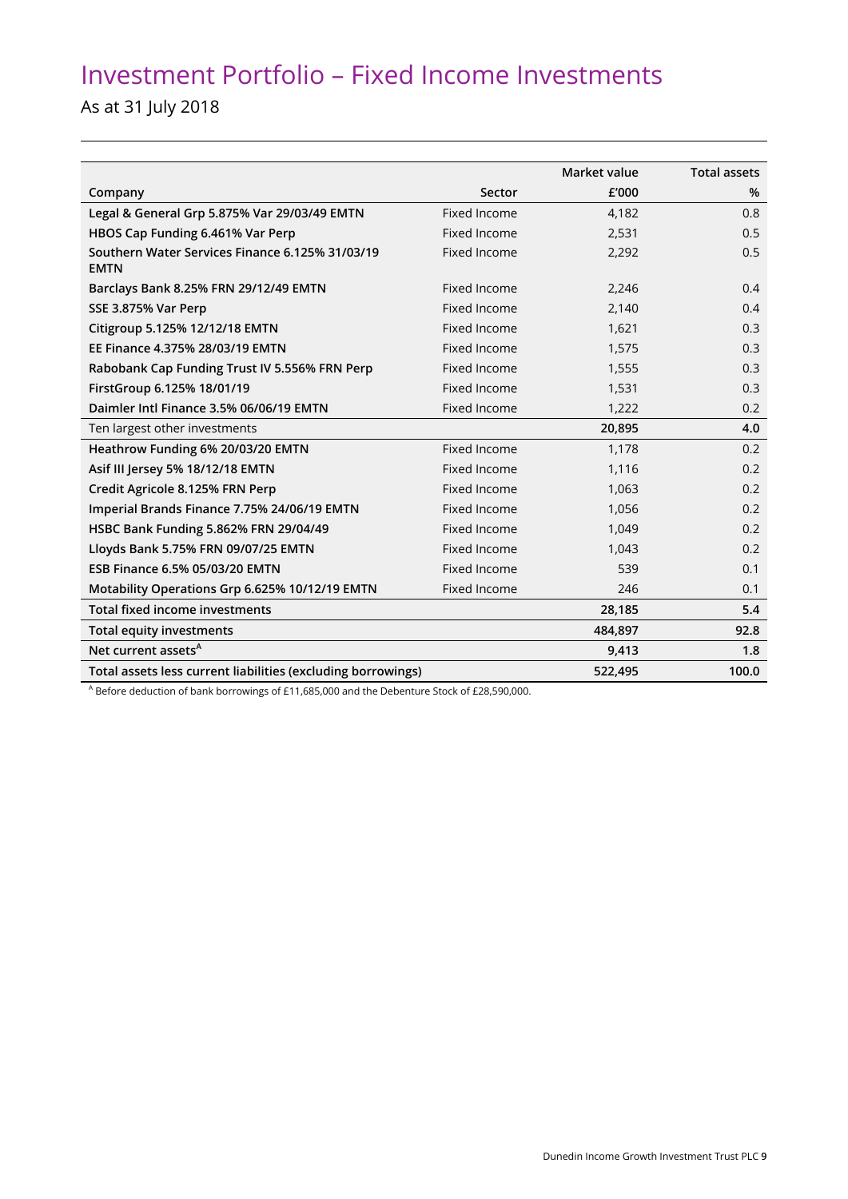# Investment Portfolio – Fixed Income Investments

As at 31 July 2018

| Company | Sector | Market value £'000 | Total assets % |
|---|---|---|---|
| **Legal & General Grp 5.875% Var 29/03/49 EMTN** | Fixed Income | 4,182 | 0.8 |
| **HBOS Cap Funding 6.461% Var Perp** | Fixed Income | 2,531 | 0.5 |
| **Southern Water Services Finance 6.125% 31/03/19 EMTN** | Fixed Income | 2,292 | 0.5 |
| **Barclays Bank 8.25% FRN 29/12/49 EMTN** | Fixed Income | 2,246 | 0.4 |
| **SSE 3.875% Var Perp** | Fixed Income | 2,140 | 0.4 |
| **Citigroup 5.125% 12/12/18 EMTN** | Fixed Income | 1,621 | 0.3 |
| **EE Finance 4.375% 28/03/19 EMTN** | Fixed Income | 1,575 | 0.3 |
| **Rabobank Cap Funding Trust IV 5.556% FRN Perp** | Fixed Income | 1,555 | 0.3 |
| **FirstGroup 6.125% 18/01/19** | Fixed Income | 1,531 | 0.3 |
| **Daimler Intl Finance 3.5% 06/06/19 EMTN** | Fixed Income | 1,222 | 0.2 |
| Ten largest other investments | | **20,895** | **4.0** |
| **Heathrow Funding 6% 20/03/20 EMTN** | Fixed Income | 1,178 | 0.2 |
| **Asif III Jersey 5% 18/12/18 EMTN** | Fixed Income | 1,116 | 0.2 |
| **Credit Agricole 8.125% FRN Perp** | Fixed Income | 1,063 | 0.2 |
| **Imperial Brands Finance 7.75% 24/06/19 EMTN** | Fixed Income | 1,056 | 0.2 |
| **HSBC Bank Funding 5.862% FRN 29/04/49** | Fixed Income | 1,049 | 0.2 |
| **Lloyds Bank 5.75% FRN 09/07/25 EMTN** | Fixed Income | 1,043 | 0.2 |
| **ESB Finance 6.5% 05/03/20 EMTN** | Fixed Income | 539 | 0.1 |
| **Motability Operations Grp 6.625% 10/12/19 EMTN** | Fixed Income | 246 | 0.1 |
| **Total fixed income investments** | | **28,185** | **5.4** |
| **Total equity investments** | | **484,897** | **92.8** |
| **Net current assets[A]** | | **9,413** | **1.8** |
| **Total assets less current liabilities (excluding borrowings)** | | **522,495** | **100.0** |

[A] Before deduction of bank borrowings of £11,685,000 and the Debenture Stock of £28,590,000.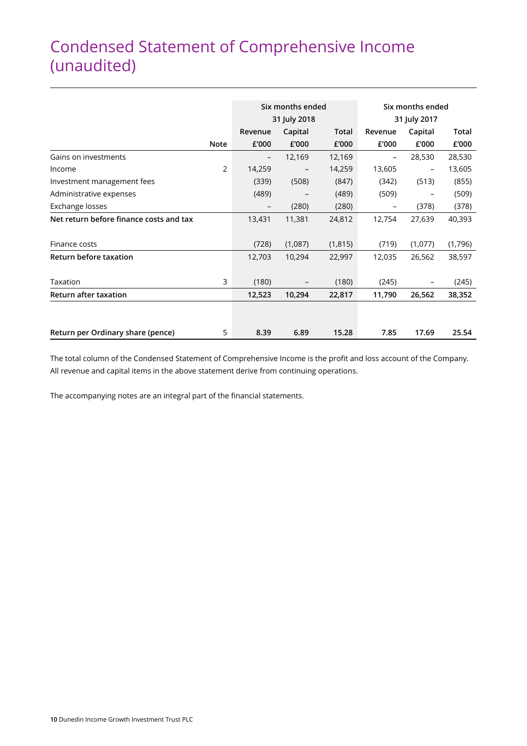# Condensed Statement of Comprehensive Income (unaudited)

| | | Six months ended 31 July 2018 | | | Six months ended 31 July 2017 | | |
|---|---|---|---|---|---|---|---|
| | | Revenue | Capital | Total | Revenue | Capital | Total |
| | Note | £'000 | £'000 | £'000 | £'000 | £'000 | £'000 |
| Gains on investments | | – | 12,169 | 12,169 | – | 28,530 | 28,530 |
| Income | 2 | 14,259 | – | 14,259 | 13,605 | – | 13,605 |
| Investment management fees | | (339) | (508) | (847) | (342) | (513) | (855) |
| Administrative expenses | | (489) | – | (489) | (509) | – | (509) |
| Exchange losses | | – | (280) | (280) | – | (378) | (378) |
| **Net return before finance costs and tax** | | 13,431 | 11,381 | 24,812 | 12,754 | 27,639 | 40,393 |
| Finance costs | | (728) | (1,087) | (1,815) | (719) | (1,077) | (1,796) |
| **Return before taxation** | | 12,703 | 10,294 | 22,997 | 12,035 | 26,562 | 38,597 |
| Taxation | 3 | (180) | – | (180) | (245) | – | (245) |
| **Return after taxation** | | **12,523** | **10,294** | **22,817** | **11,790** | **26,562** | **38,352** |
| **Return per Ordinary share (pence)** | 5 | **8.39** | **6.89** | **15.28** | **7.85** | **17.69** | **25.54** |

The total column of the Condensed Statement of Comprehensive Income is the profit and loss account of the Company. All revenue and capital items in the above statement derive from continuing operations.

The accompanying notes are an integral part of the financial statements.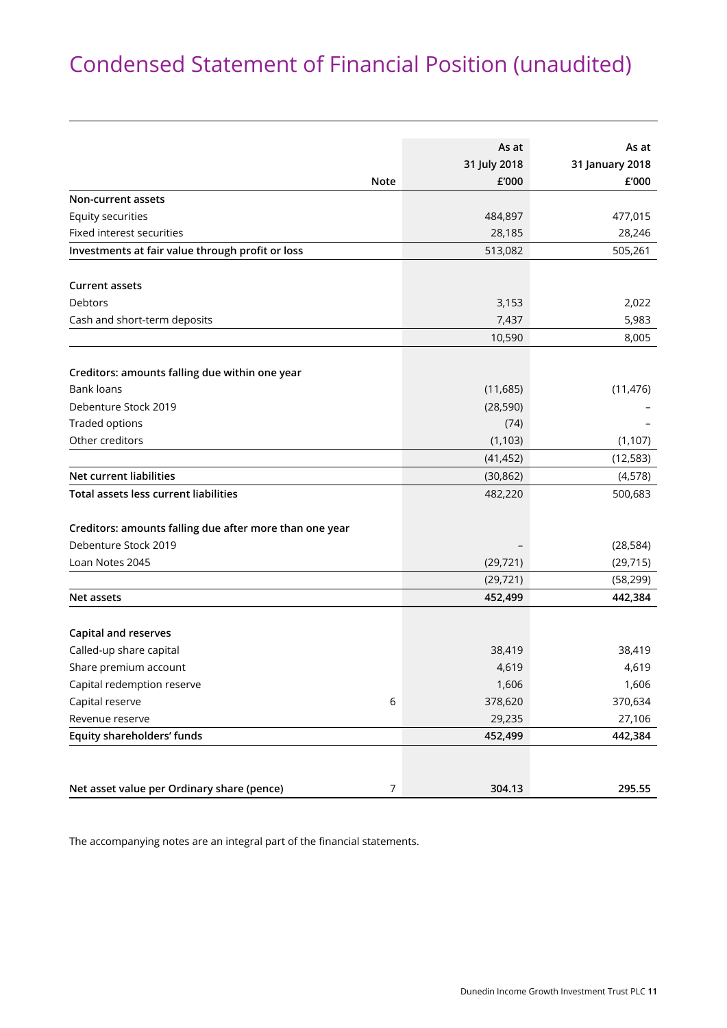# Condensed Statement of Financial Position (unaudited)

| | Note | As at 31 July 2018 £'000 | As at 31 January 2018 £'000 |
|---|---|---|---|
| **Non-current assets** | | | |
| Equity securities | | 484,897 | 477,015 |
| Fixed interest securities | | 28,185 | 28,246 |
| **Investments at fair value through profit or loss** | | 513,082 | 505,261 |
| | | | |
| **Current assets** | | | |
| Debtors | | 3,153 | 2,022 |
| Cash and short-term deposits | | 7,437 | 5,983 |
| | | 10,590 | 8,005 |
| | | | |
| **Creditors: amounts falling due within one year** | | | |
| Bank loans | | (11,685) | (11,476) |
| Debenture Stock 2019 | | (28,590) | – |
| Traded options | | (74) | – |
| Other creditors | | (1,103) | (1,107) |
| | | (41,452) | (12,583) |
| **Net current liabilities** | | (30,862) | (4,578) |
| **Total assets less current liabilities** | | 482,220 | 500,683 |
| | | | |
| **Creditors: amounts falling due after more than one year** | | | |
| Debenture Stock 2019 | | – | (28,584) |
| Loan Notes 2045 | | (29,721) | (29,715) |
| | | (29,721) | (58,299) |
| **Net assets** | | **452,499** | **442,384** |
| | | | |
| **Capital and reserves** | | | |
| Called-up share capital | | 38,419 | 38,419 |
| Share premium account | | 4,619 | 4,619 |
| Capital redemption reserve | | 1,606 | 1,606 |
| Capital reserve | 6 | 378,620 | 370,634 |
| Revenue reserve | | 29,235 | 27,106 |
| **Equity shareholders' funds** | | **452,499** | **442,384** |
| | | | |
| **Net asset value per Ordinary share (pence)** | 7 | **304.13** | **295.55** |

The accompanying notes are an integral part of the financial statements.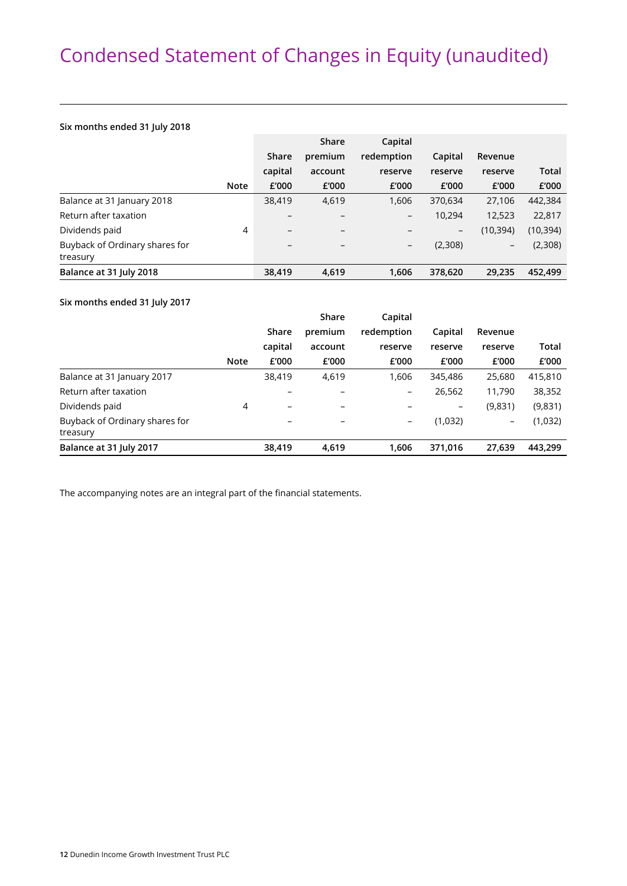# Condensed Statement of Changes in Equity (unaudited)

**Six months ended 31 July 2018**

| | Note | Share capital £'000 | Share premium account £'000 | Capital redemption reserve £'000 | Capital reserve £'000 | Revenue reserve £'000 | Total £'000 |
|---|---|---|---|---|---|---|---|
| Balance at 31 January 2018 | | 38,419 | 4,619 | 1,606 | 370,634 | 27,106 | 442,384 |
| Return after taxation | | – | – | – | 10,294 | 12,523 | 22,817 |
| Dividends paid | 4 | – | – | – | – | (10,394) | (10,394) |
| Buyback of Ordinary shares for treasury | | – | – | – | (2,308) | – | (2,308) |
| **Balance at 31 July 2018** | | **38,419** | **4,619** | **1,606** | **378,620** | **29,235** | **452,499** |

**Six months ended 31 July 2017**

| | Note | Share capital £'000 | Share premium account £'000 | Capital redemption reserve £'000 | Capital reserve £'000 | Revenue reserve £'000 | Total £'000 |
|---|---|---|---|---|---|---|---|
| Balance at 31 January 2017 | | 38,419 | 4,619 | 1,606 | 345,486 | 25,680 | 415,810 |
| Return after taxation | | – | – | – | 26,562 | 11,790 | 38,352 |
| Dividends paid | 4 | – | – | – | – | (9,831) | (9,831) |
| Buyback of Ordinary shares for treasury | | – | – | – | (1,032) | – | (1,032) |
| **Balance at 31 July 2017** | | **38,419** | **4,619** | **1,606** | **371,016** | **27,639** | **443,299** |

The accompanying notes are an integral part of the financial statements.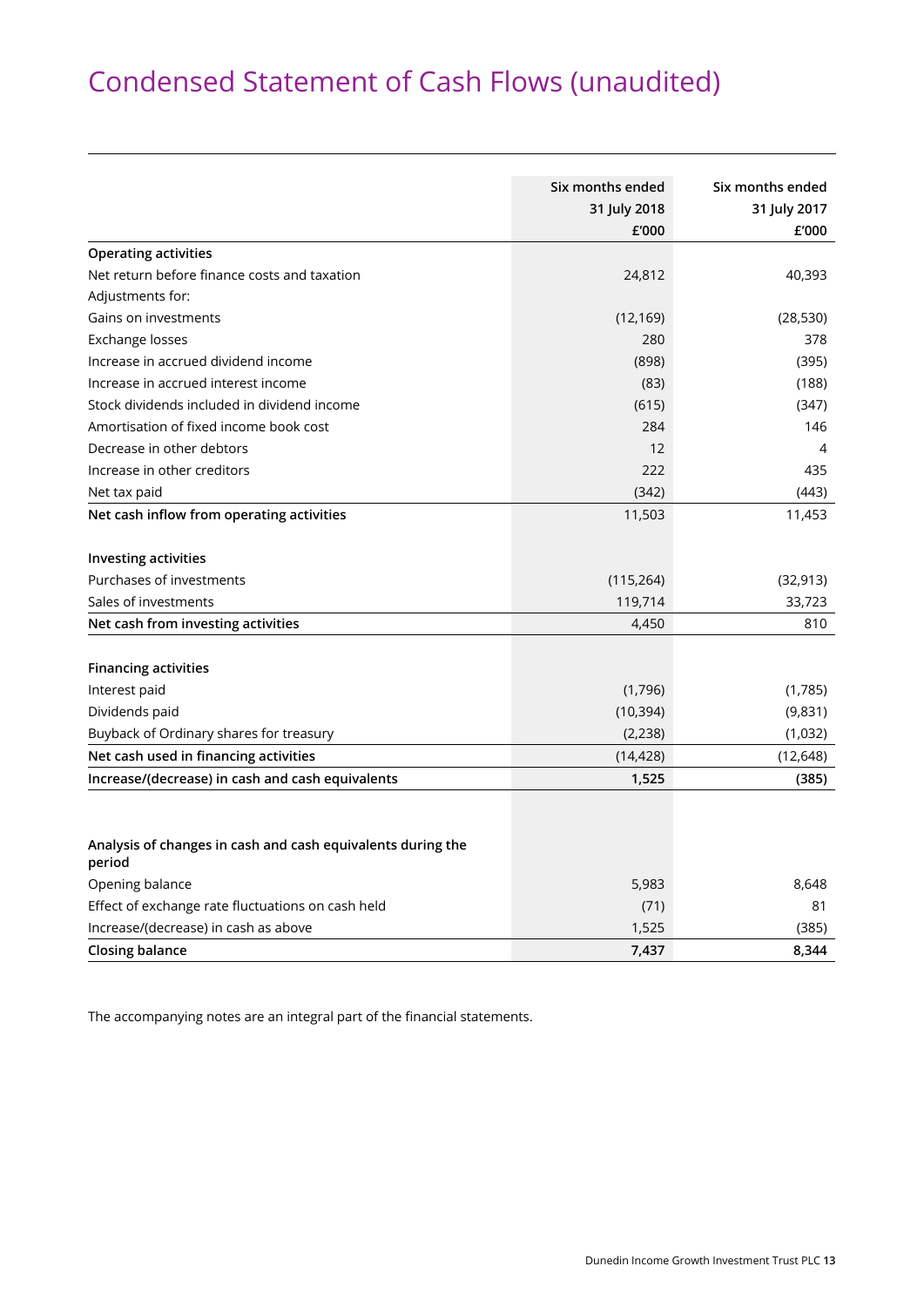# Condensed Statement of Cash Flows (unaudited)

| | Six months ended 31 July 2018 £'000 | Six months ended 31 July 2017 £'000 |
|---|---|---|
| **Operating activities** | | |
| Net return before finance costs and taxation | 24,812 | 40,393 |
| Adjustments for: | | |
| Gains on investments | (12,169) | (28,530) |
| Exchange losses | 280 | 378 |
| Increase in accrued dividend income | (898) | (395) |
| Increase in accrued interest income | (83) | (188) |
| Stock dividends included in dividend income | (615) | (347) |
| Amortisation of fixed income book cost | 284 | 146 |
| Decrease in other debtors | 12 | 4 |
| Increase in other creditors | 222 | 435 |
| Net tax paid | (342) | (443) |
| **Net cash inflow from operating activities** | 11,503 | 11,453 |
| | | |
| **Investing activities** | | |
| Purchases of investments | (115,264) | (32,913) |
| Sales of investments | 119,714 | 33,723 |
| **Net cash from investing activities** | 4,450 | 810 |
| | | |
| **Financing activities** | | |
| Interest paid | (1,796) | (1,785) |
| Dividends paid | (10,394) | (9,831) |
| Buyback of Ordinary shares for treasury | (2,238) | (1,032) |
| **Net cash used in financing activities** | (14,428) | (12,648) |
| **Increase/(decrease) in cash and cash equivalents** | **1,525** | **(385)** |
| | | |
| **Analysis of changes in cash and cash equivalents during the period** | | |
| Opening balance | 5,983 | 8,648 |
| Effect of exchange rate fluctuations on cash held | (71) | 81 |
| Increase/(decrease) in cash as above | 1,525 | (385) |
| **Closing balance** | **7,437** | **8,344** |

The accompanying notes are an integral part of the financial statements.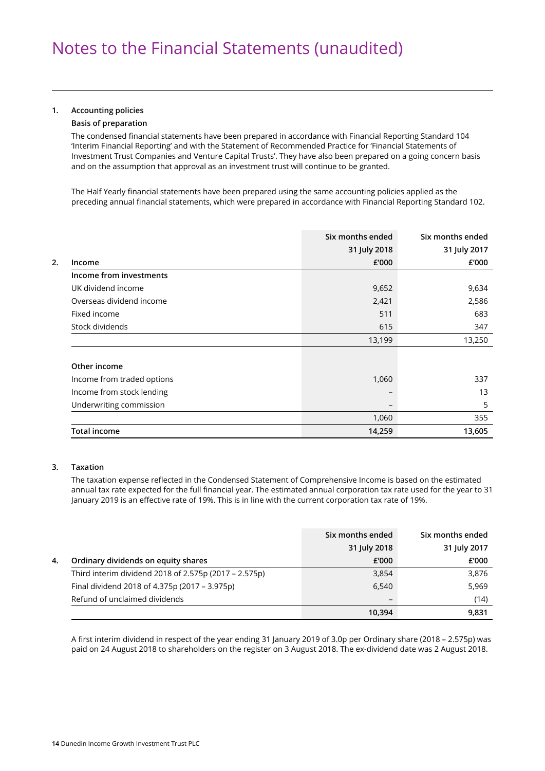# Notes to the Financial Statements (unaudited)

**1. Accounting policies**

**Basis of preparation**

The condensed financial statements have been prepared in accordance with Financial Reporting Standard 104 'Interim Financial Reporting' and with the Statement of Recommended Practice for 'Financial Statements of Investment Trust Companies and Venture Capital Trusts'. They have also been prepared on a going concern basis and on the assumption that approval as an investment trust will continue to be granted.

The Half Yearly financial statements have been prepared using the same accounting policies applied as the preceding annual financial statements, which were prepared in accordance with Financial Reporting Standard 102.

| **2. Income** | Six months ended 31 July 2018 £'000 | Six months ended 31 July 2017 £'000 |
|---|---|---|
| **Income from investments** | | |
| UK dividend income | 9,652 | 9,634 |
| Overseas dividend income | 2,421 | 2,586 |
| Fixed income | 511 | 683 |
| Stock dividends | 615 | 347 |
| | 13,199 | 13,250 |
| **Other income** | | |
| Income from traded options | 1,060 | 337 |
| Income from stock lending | – | 13 |
| Underwriting commission | – | 5 |
| | 1,060 | 355 |
| **Total income** | **14,259** | **13,605** |

**3. Taxation**

The taxation expense reflected in the Condensed Statement of Comprehensive Income is based on the estimated annual tax rate expected for the full financial year. The estimated annual corporation tax rate used for the year to 31 January 2019 is an effective rate of 19%. This is in line with the current corporation tax rate of 19%.

| **4. Ordinary dividends on equity shares** | Six months ended 31 July 2018 £'000 | Six months ended 31 July 2017 £'000 |
|---|---|---|
| Third interim dividend 2018 of 2.575p (2017 – 2.575p) | 3,854 | 3,876 |
| Final dividend 2018 of 4.375p (2017 – 3.975p) | 6,540 | 5,969 |
| Refund of unclaimed dividends | – | (14) |
| | **10,394** | **9,831** |

A first interim dividend in respect of the year ending 31 January 2019 of 3.0p per Ordinary share (2018 – 2.575p) was paid on 24 August 2018 to shareholders on the register on 3 August 2018. The ex-dividend date was 2 August 2018.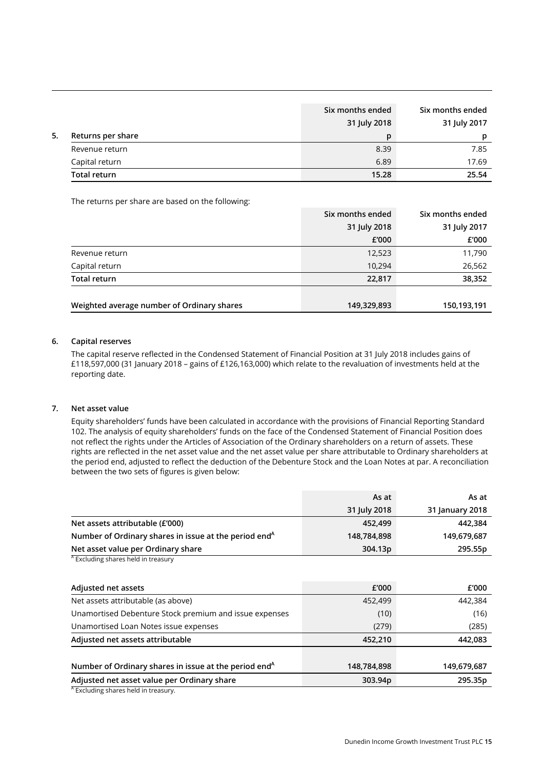## 5. Returns per share

| Returns per share | Six months ended 31 July 2018 p | Six months ended 31 July 2017 p |
|---|---|---|
| Revenue return | 8.39 | 7.85 |
| Capital return | 6.89 | 17.69 |
| **Total return** | **15.28** | **25.54** |

The returns per share are based on the following:

| | Six months ended 31 July 2018 £'000 | Six months ended 31 July 2017 £'000 |
|---|---|---|
| Revenue return | 12,523 | 11,790 |
| Capital return | 10,294 | 26,562 |
| **Total return** | **22,817** | **38,352** |
| | | |
| **Weighted average number of Ordinary shares** | **149,329,893** | **150,193,191** |

## 6. Capital reserves

The capital reserve reflected in the Condensed Statement of Financial Position at 31 July 2018 includes gains of £118,597,000 (31 January 2018 – gains of £126,163,000) which relate to the revaluation of investments held at the reporting date.

## 7. Net asset value

Equity shareholders' funds have been calculated in accordance with the provisions of Financial Reporting Standard 102. The analysis of equity shareholders' funds on the face of the Condensed Statement of Financial Position does not reflect the rights under the Articles of Association of the Ordinary shareholders on a return of assets. These rights are reflected in the net asset value and the net asset value per share attributable to Ordinary shareholders at the period end, adjusted to reflect the deduction of the Debenture Stock and the Loan Notes at par. A reconciliation between the two sets of figures is given below:

| | As at 31 July 2018 | As at 31 January 2018 |
|---|---|---|
| **Net assets attributable (£'000)** | **452,499** | **442,384** |
| **Number of Ordinary shares in issue at the period end[A]** | **148,784,898** | **149,679,687** |
| **Net asset value per Ordinary share** | **304.13p** | **295.55p** |

[A] Excluding shares held in treasury

| **Adjusted net assets** | **£'000** | **£'000** |
|---|---|---|
| Net assets attributable (as above) | 452,499 | 442,384 |
| Unamortised Debenture Stock premium and issue expenses | (10) | (16) |
| Unamortised Loan Notes issue expenses | (279) | (285) |
| **Adjusted net assets attributable** | **452,210** | **442,083** |
| | | |
| **Number of Ordinary shares in issue at the period end[A]** | **148,784,898** | **149,679,687** |
| **Adjusted net asset value per Ordinary share** | **303.94p** | **295.35p** |

[A] Excluding shares held in treasury.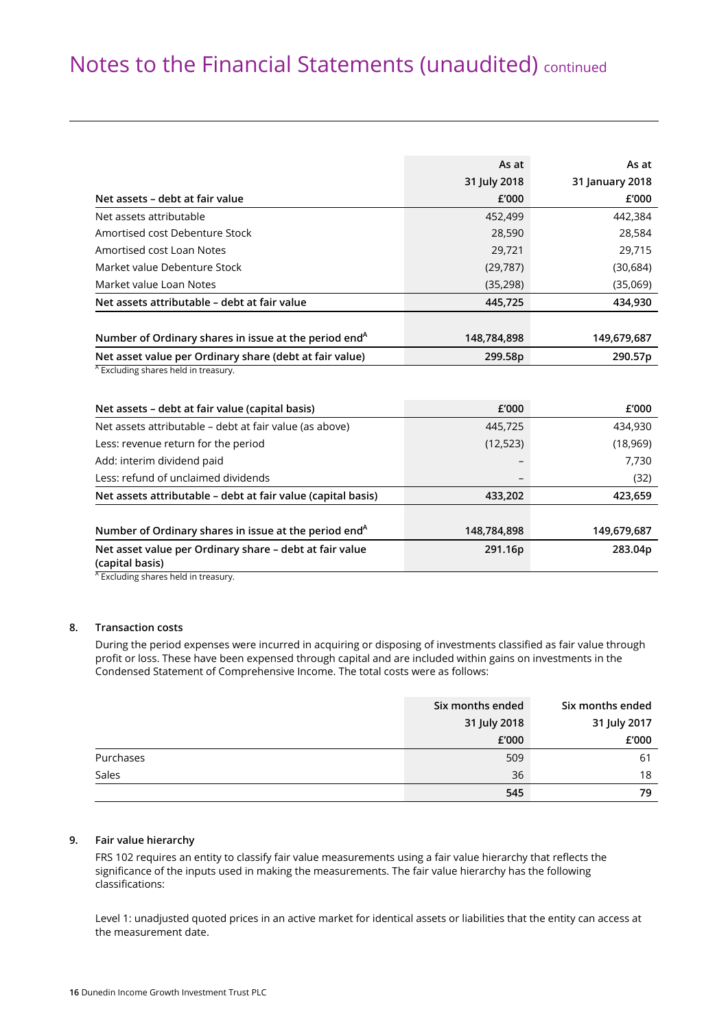# Notes to the Financial Statements (unaudited) continued

| Net assets – debt at fair value | As at 31 July 2018 £'000 | As at 31 January 2018 £'000 |
|---|---|---|
| Net assets attributable | 452,499 | 442,384 |
| Amortised cost Debenture Stock | 28,590 | 28,584 |
| Amortised cost Loan Notes | 29,721 | 29,715 |
| Market value Debenture Stock | (29,787) | (30,684) |
| Market value Loan Notes | (35,298) | (35,069) |
| **Net assets attributable – debt at fair value** | **445,725** | **434,930** |
| | | |
| **Number of Ordinary shares in issue at the period end[A]** | **148,784,898** | **149,679,687** |
| **Net asset value per Ordinary share (debt at fair value)** | **299.58p** | **290.57p** |

[A] Excluding shares held in treasury.

| Net assets – debt at fair value (capital basis) | £'000 | £'000 |
|---|---|---|
| Net assets attributable – debt at fair value (as above) | 445,725 | 434,930 |
| Less: revenue return for the period | (12,523) | (18,969) |
| Add: interim dividend paid | – | 7,730 |
| Less: refund of unclaimed dividends | – | (32) |
| **Net assets attributable – debt at fair value (capital basis)** | **433,202** | **423,659** |
| | | |
| **Number of Ordinary shares in issue at the period end[A]** | **148,784,898** | **149,679,687** |
| **Net asset value per Ordinary share – debt at fair value (capital basis)** | **291.16p** | **283.04p** |

[A] Excluding shares held in treasury.

## 8. Transaction costs

During the period expenses were incurred in acquiring or disposing of investments classified as fair value through profit or loss. These have been expensed through capital and are included within gains on investments in the Condensed Statement of Comprehensive Income. The total costs were as follows:

| | Six months ended 31 July 2018 £'000 | Six months ended 31 July 2017 £'000 |
|---|---|---|
| Purchases | 509 | 61 |
| Sales | 36 | 18 |
| | **545** | **79** |

## 9. Fair value hierarchy

FRS 102 requires an entity to classify fair value measurements using a fair value hierarchy that reflects the significance of the inputs used in making the measurements. The fair value hierarchy has the following classifications:

Level 1: unadjusted quoted prices in an active market for identical assets or liabilities that the entity can access at the measurement date.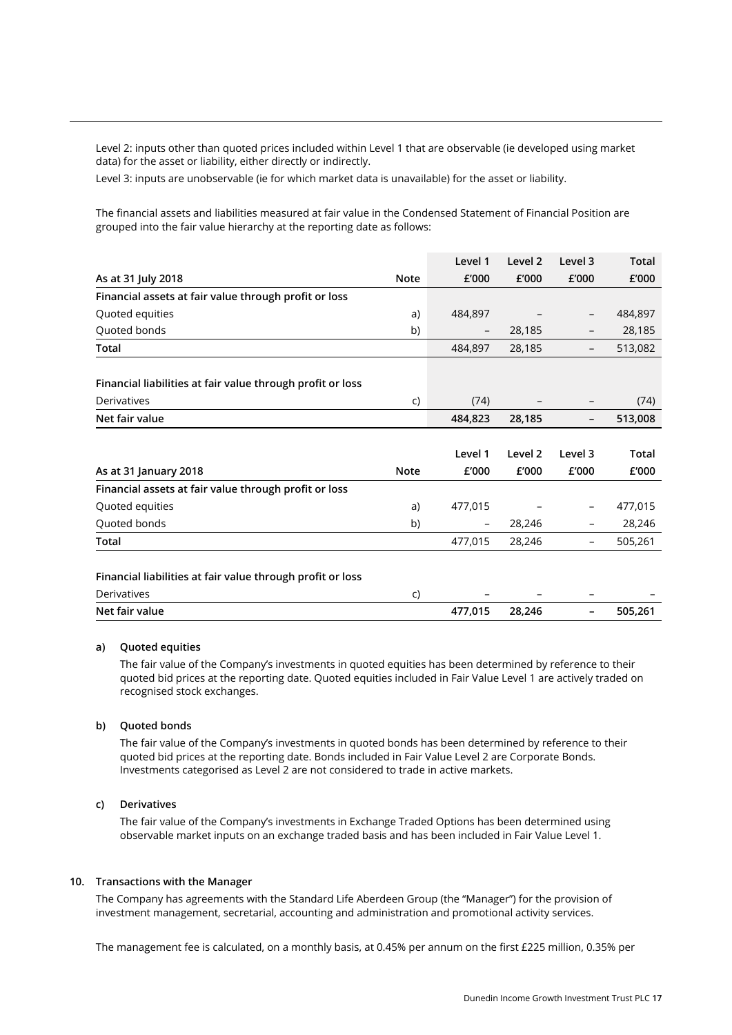Level 2: inputs other than quoted prices included within Level 1 that are observable (ie developed using market data) for the asset or liability, either directly or indirectly.

Level 3: inputs are unobservable (ie for which market data is unavailable) for the asset or liability.

The financial assets and liabilities measured at fair value in the Condensed Statement of Financial Position are grouped into the fair value hierarchy at the reporting date as follows:

| As at 31 July 2018 | Note | Level 1 £'000 | Level 2 £'000 | Level 3 £'000 | Total £'000 |
|---|---|---|---|---|---|
| **Financial assets at fair value through profit or loss** | | | | | |
| Quoted equities | a) | 484,897 | – | – | 484,897 |
| Quoted bonds | b) | – | 28,185 | – | 28,185 |
| **Total** | | 484,897 | 28,185 | – | 513,082 |
| **Financial liabilities at fair value through profit or loss** | | | | | |
| Derivatives | c) | (74) | – | – | (74) |
| **Net fair value** | | **484,823** | **28,185** | **–** | **513,008** |

| As at 31 January 2018 | Note | Level 1 £'000 | Level 2 £'000 | Level 3 £'000 | Total £'000 |
|---|---|---|---|---|---|
| **Financial assets at fair value through profit or loss** | | | | | |
| Quoted equities | a) | 477,015 | – | – | 477,015 |
| Quoted bonds | b) | – | 28,246 | – | 28,246 |
| **Total** | | 477,015 | 28,246 | – | 505,261 |
| **Financial liabilities at fair value through profit or loss** | | | | | |
| Derivatives | c) | – | – | – | – |
| **Net fair value** | | **477,015** | **28,246** | **–** | **505,261** |

**a) Quoted equities**

The fair value of the Company's investments in quoted equities has been determined by reference to their quoted bid prices at the reporting date. Quoted equities included in Fair Value Level 1 are actively traded on recognised stock exchanges.

**b) Quoted bonds**

The fair value of the Company's investments in quoted bonds has been determined by reference to their quoted bid prices at the reporting date. Bonds included in Fair Value Level 2 are Corporate Bonds. Investments categorised as Level 2 are not considered to trade in active markets.

**c) Derivatives**

The fair value of the Company's investments in Exchange Traded Options has been determined using observable market inputs on an exchange traded basis and has been included in Fair Value Level 1.

**10. Transactions with the Manager**

The Company has agreements with the Standard Life Aberdeen Group (the "Manager") for the provision of investment management, secretarial, accounting and administration and promotional activity services.

The management fee is calculated, on a monthly basis, at 0.45% per annum on the first £225 million, 0.35% per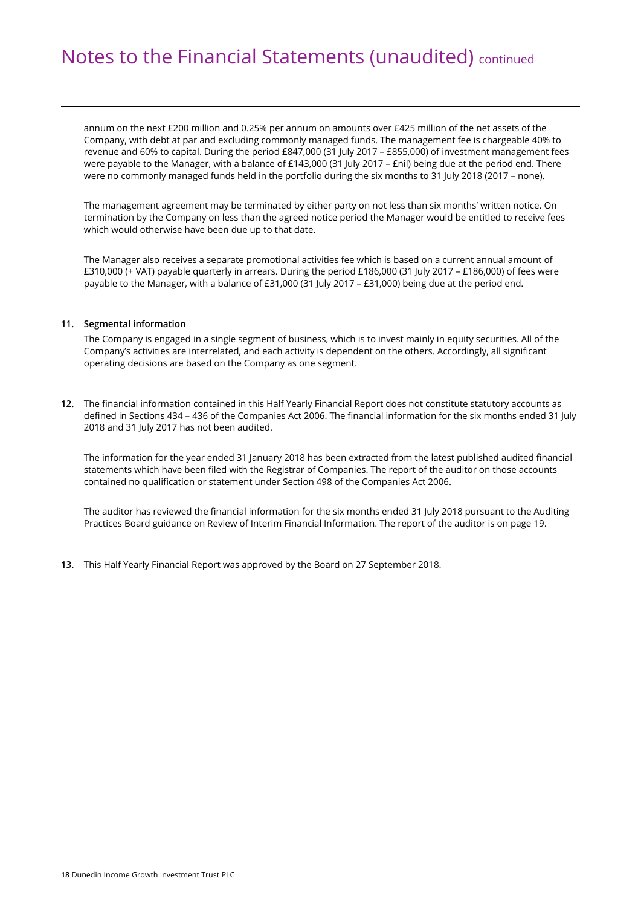# Notes to the Financial Statements (unaudited) continued

annum on the next £200 million and 0.25% per annum on amounts over £425 million of the net assets of the Company, with debt at par and excluding commonly managed funds. The management fee is chargeable 40% to revenue and 60% to capital. During the period £847,000 (31 July 2017 – £855,000) of investment management fees were payable to the Manager, with a balance of £143,000 (31 July 2017 – £nil) being due at the period end. There were no commonly managed funds held in the portfolio during the six months to 31 July 2018 (2017 – none).

The management agreement may be terminated by either party on not less than six months' written notice. On termination by the Company on less than the agreed notice period the Manager would be entitled to receive fees which would otherwise have been due up to that date.

The Manager also receives a separate promotional activities fee which is based on a current annual amount of £310,000 (+ VAT) payable quarterly in arrears. During the period £186,000 (31 July 2017 – £186,000) of fees were payable to the Manager, with a balance of £31,000 (31 July 2017 – £31,000) being due at the period end.

**11. Segmental information**

The Company is engaged in a single segment of business, which is to invest mainly in equity securities. All of the Company's activities are interrelated, and each activity is dependent on the others. Accordingly, all significant operating decisions are based on the Company as one segment.

**12.** The financial information contained in this Half Yearly Financial Report does not constitute statutory accounts as defined in Sections 434 – 436 of the Companies Act 2006. The financial information for the six months ended 31 July 2018 and 31 July 2017 has not been audited.

The information for the year ended 31 January 2018 has been extracted from the latest published audited financial statements which have been filed with the Registrar of Companies. The report of the auditor on those accounts contained no qualification or statement under Section 498 of the Companies Act 2006.

The auditor has reviewed the financial information for the six months ended 31 July 2018 pursuant to the Auditing Practices Board guidance on Review of Interim Financial Information. The report of the auditor is on page 19.

**13.** This Half Yearly Financial Report was approved by the Board on 27 September 2018.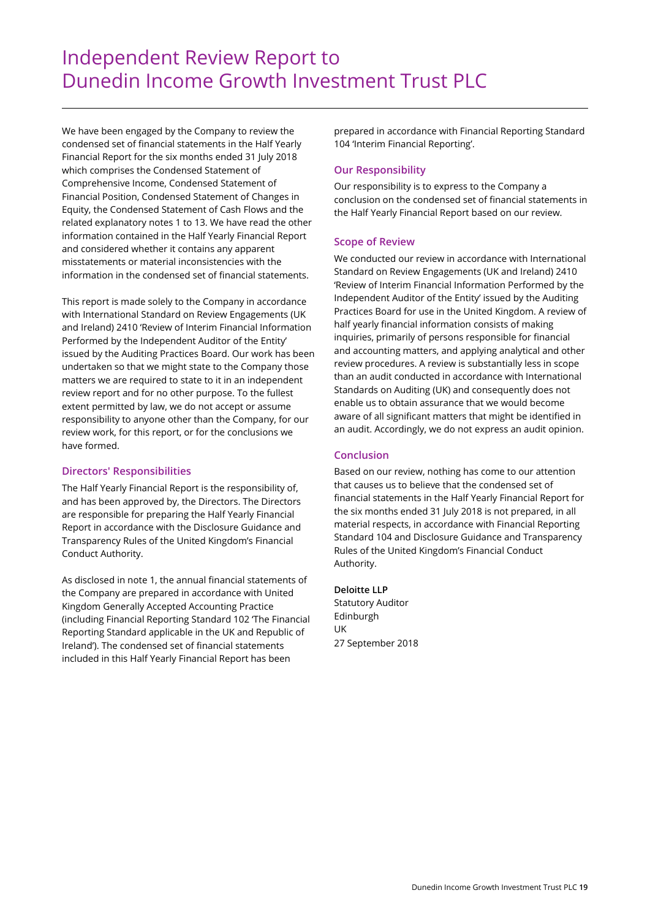# Independent Review Report to Dunedin Income Growth Investment Trust PLC

We have been engaged by the Company to review the condensed set of financial statements in the Half Yearly Financial Report for the six months ended 31 July 2018 which comprises the Condensed Statement of Comprehensive Income, Condensed Statement of Financial Position, Condensed Statement of Changes in Equity, the Condensed Statement of Cash Flows and the related explanatory notes 1 to 13. We have read the other information contained in the Half Yearly Financial Report and considered whether it contains any apparent misstatements or material inconsistencies with the information in the condensed set of financial statements.

This report is made solely to the Company in accordance with International Standard on Review Engagements (UK and Ireland) 2410 'Review of Interim Financial Information Performed by the Independent Auditor of the Entity' issued by the Auditing Practices Board. Our work has been undertaken so that we might state to the Company those matters we are required to state to it in an independent review report and for no other purpose. To the fullest extent permitted by law, we do not accept or assume responsibility to anyone other than the Company, for our review work, for this report, or for the conclusions we have formed.

### Directors' Responsibilities

The Half Yearly Financial Report is the responsibility of, and has been approved by, the Directors. The Directors are responsible for preparing the Half Yearly Financial Report in accordance with the Disclosure Guidance and Transparency Rules of the United Kingdom's Financial Conduct Authority.

As disclosed in note 1, the annual financial statements of the Company are prepared in accordance with United Kingdom Generally Accepted Accounting Practice (including Financial Reporting Standard 102 'The Financial Reporting Standard applicable in the UK and Republic of Ireland'). The condensed set of financial statements included in this Half Yearly Financial Report has been prepared in accordance with Financial Reporting Standard 104 'Interim Financial Reporting'.

### Our Responsibility

Our responsibility is to express to the Company a conclusion on the condensed set of financial statements in the Half Yearly Financial Report based on our review.

### Scope of Review

We conducted our review in accordance with International Standard on Review Engagements (UK and Ireland) 2410 'Review of Interim Financial Information Performed by the Independent Auditor of the Entity' issued by the Auditing Practices Board for use in the United Kingdom. A review of half yearly financial information consists of making inquiries, primarily of persons responsible for financial and accounting matters, and applying analytical and other review procedures. A review is substantially less in scope than an audit conducted in accordance with International Standards on Auditing (UK) and consequently does not enable us to obtain assurance that we would become aware of all significant matters that might be identified in an audit. Accordingly, we do not express an audit opinion.

### Conclusion

Based on our review, nothing has come to our attention that causes us to believe that the condensed set of financial statements in the Half Yearly Financial Report for the six months ended 31 July 2018 is not prepared, in all material respects, in accordance with Financial Reporting Standard 104 and Disclosure Guidance and Transparency Rules of the United Kingdom's Financial Conduct Authority.

**Deloitte LLP**  
Statutory Auditor  
Edinburgh  
UK  
27 September 2018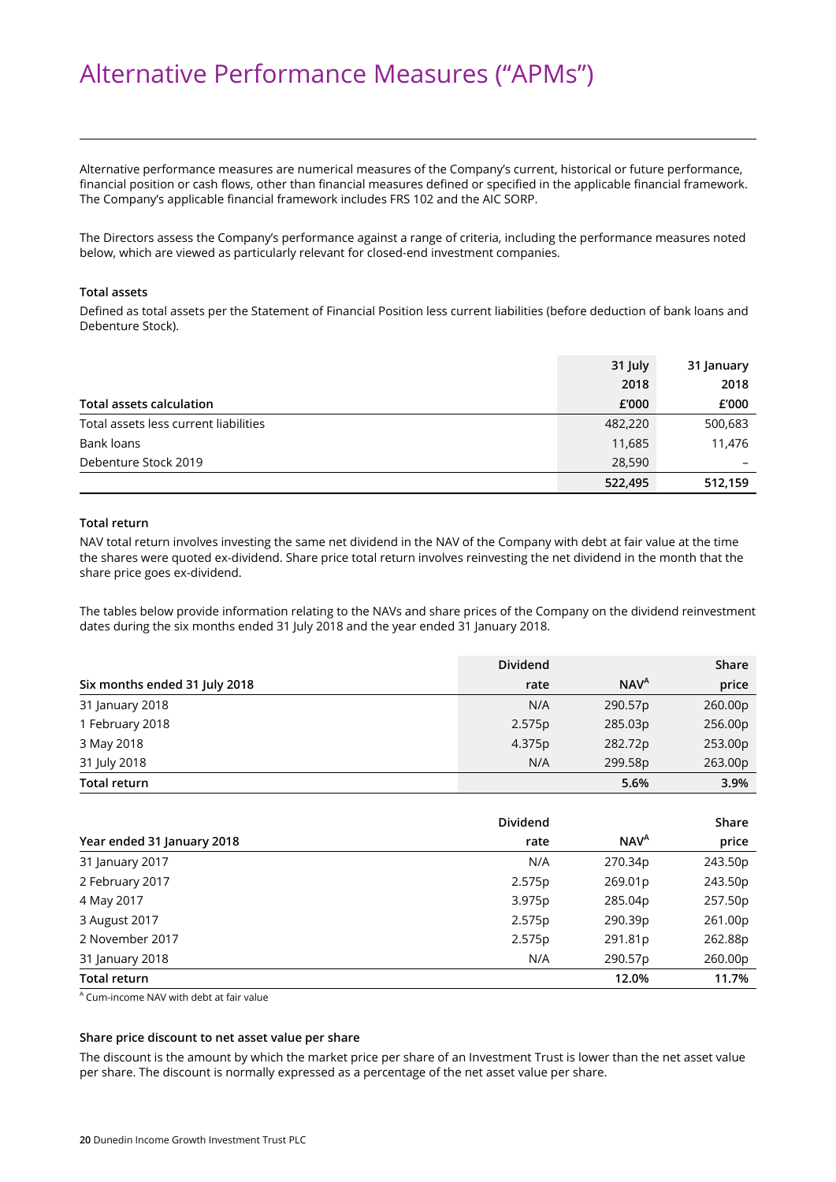# Alternative Performance Measures ("APMs")

Alternative performance measures are numerical measures of the Company's current, historical or future performance, financial position or cash flows, other than financial measures defined or specified in the applicable financial framework. The Company's applicable financial framework includes FRS 102 and the AIC SORP.

The Directors assess the Company's performance against a range of criteria, including the performance measures noted below, which are viewed as particularly relevant for closed-end investment companies.

**Total assets**

Defined as total assets per the Statement of Financial Position less current liabilities (before deduction of bank loans and Debenture Stock).

| Total assets calculation | 31 July 2018 £'000 | 31 January 2018 £'000 |
|---|---|---|
| Total assets less current liabilities | 482,220 | 500,683 |
| Bank loans | 11,685 | 11,476 |
| Debenture Stock 2019 | 28,590 | – |
| | **522,495** | **512,159** |

**Total return**

NAV total return involves investing the same net dividend in the NAV of the Company with debt at fair value at the time the shares were quoted ex-dividend. Share price total return involves reinvesting the net dividend in the month that the share price goes ex-dividend.

The tables below provide information relating to the NAVs and share prices of the Company on the dividend reinvestment dates during the six months ended 31 July 2018 and the year ended 31 January 2018.

| Six months ended 31 July 2018 | Dividend rate | NAV[A] | Share price |
|---|---|---|---|
| 31 January 2018 | N/A | 290.57p | 260.00p |
| 1 February 2018 | 2.575p | 285.03p | 256.00p |
| 3 May 2018 | 4.375p | 282.72p | 253.00p |
| 31 July 2018 | N/A | 299.58p | 263.00p |
| **Total return** | | **5.6%** | **3.9%** |

| Year ended 31 January 2018 | Dividend rate | NAV[A] | Share price |
|---|---|---|---|
| 31 January 2017 | N/A | 270.34p | 243.50p |
| 2 February 2017 | 2.575p | 269.01p | 243.50p |
| 4 May 2017 | 3.975p | 285.04p | 257.50p |
| 3 August 2017 | 2.575p | 290.39p | 261.00p |
| 2 November 2017 | 2.575p | 291.81p | 262.88p |
| 31 January 2018 | N/A | 290.57p | 260.00p |
| **Total return** | | **12.0%** | **11.7%** |

[A] Cum-income NAV with debt at fair value

**Share price discount to net asset value per share**

The discount is the amount by which the market price per share of an Investment Trust is lower than the net asset value per share. The discount is normally expressed as a percentage of the net asset value per share.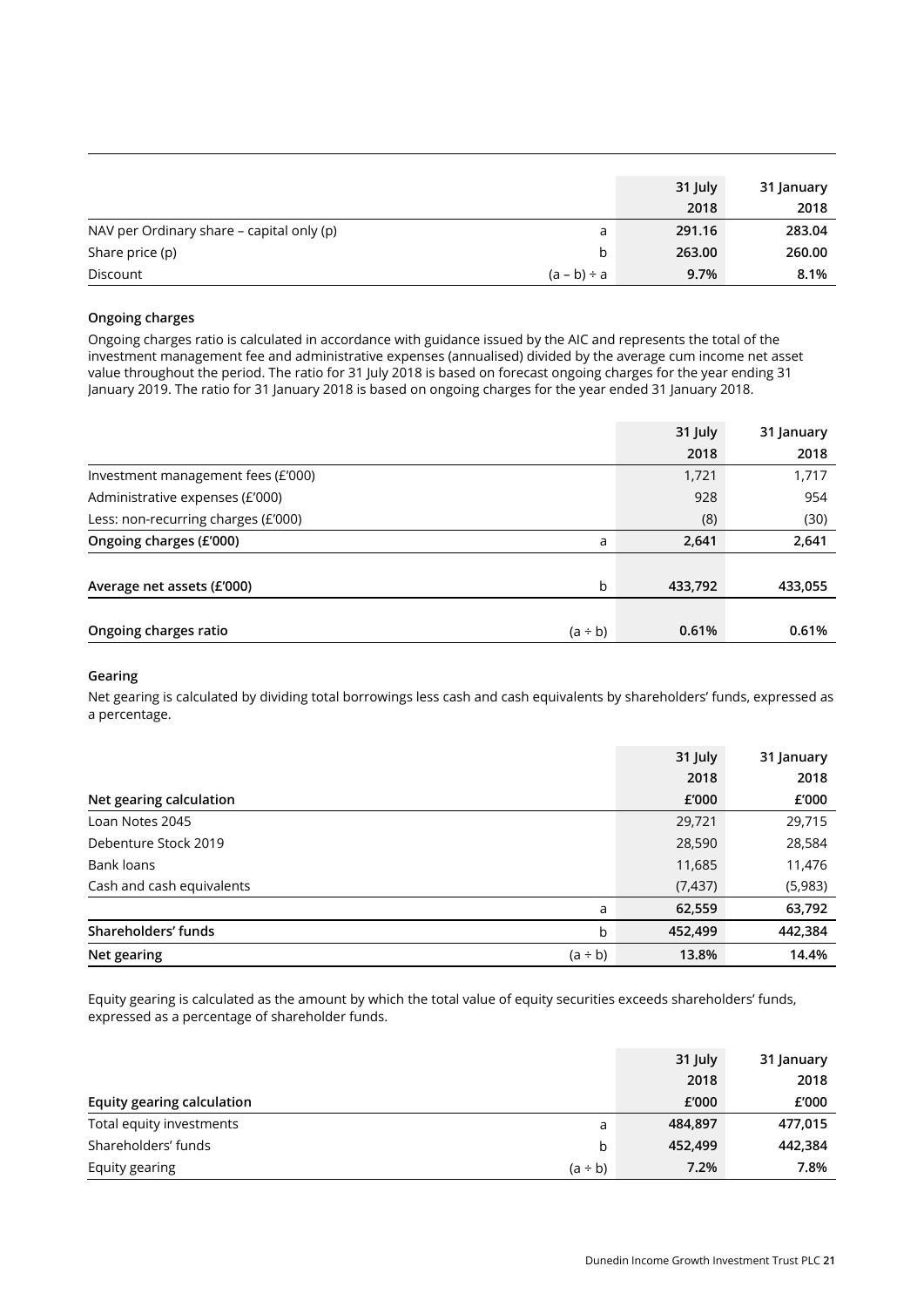| | | 31 July 2018 | 31 January 2018 |
|---|---|---|---|
| NAV per Ordinary share – capital only (p) | a | **291.16** | **283.04** |
| Share price (p) | b | **263.00** | **260.00** |
| Discount | (a – b) ÷ a | **9.7%** | **8.1%** |

**Ongoing charges**

Ongoing charges ratio is calculated in accordance with guidance issued by the AIC and represents the total of the investment management fee and administrative expenses (annualised) divided by the average cum income net asset value throughout the period. The ratio for 31 July 2018 is based on forecast ongoing charges for the year ending 31 January 2019. The ratio for 31 January 2018 is based on ongoing charges for the year ended 31 January 2018.

| | | 31 July 2018 | 31 January 2018 |
|---|---|---|---|
| Investment management fees (£'000) | | 1,721 | 1,717 |
| Administrative expenses (£'000) | | 928 | 954 |
| Less: non-recurring charges (£'000) | | (8) | (30) |
| **Ongoing charges (£'000)** | a | **2,641** | **2,641** |
| **Average net assets (£'000)** | b | **433,792** | **433,055** |
| **Ongoing charges ratio** | (a ÷ b) | **0.61%** | **0.61%** |

**Gearing**

Net gearing is calculated by dividing total borrowings less cash and cash equivalents by shareholders' funds, expressed as a percentage.

| **Net gearing calculation** | | 31 July 2018 £'000 | 31 January 2018 £'000 |
|---|---|---|---|
| Loan Notes 2045 | | 29,721 | 29,715 |
| Debenture Stock 2019 | | 28,590 | 28,584 |
| Bank loans | | 11,685 | 11,476 |
| Cash and cash equivalents | | (7,437) | (5,983) |
| | a | **62,559** | **63,792** |
| **Shareholders' funds** | b | **452,499** | **442,384** |
| **Net gearing** | (a ÷ b) | **13.8%** | **14.4%** |

Equity gearing is calculated as the amount by which the total value of equity securities exceeds shareholders' funds, expressed as a percentage of shareholder funds.

| **Equity gearing calculation** | | 31 July 2018 £'000 | 31 January 2018 £'000 |
|---|---|---|---|
| Total equity investments | a | **484,897** | **477,015** |
| Shareholders' funds | b | **452,499** | **442,384** |
| Equity gearing | (a ÷ b) | **7.2%** | **7.8%** |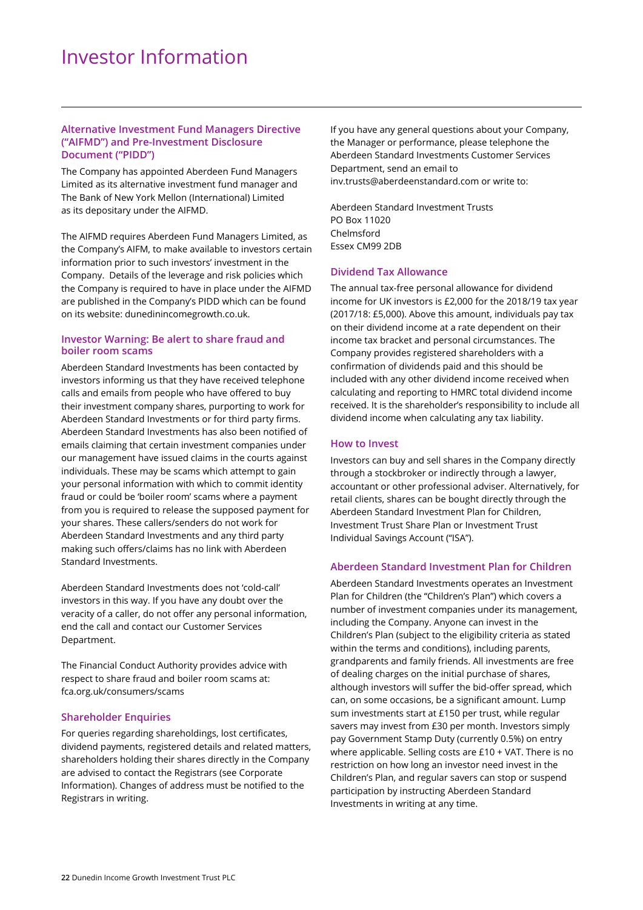# Investor Information

### Alternative Investment Fund Managers Directive ("AIFMD") and Pre-Investment Disclosure Document ("PIDD")

The Company has appointed Aberdeen Fund Managers Limited as its alternative investment fund manager and The Bank of New York Mellon (International) Limited as its depositary under the AIFMD.

The AIFMD requires Aberdeen Fund Managers Limited, as the Company's AIFM, to make available to investors certain information prior to such investors' investment in the Company. Details of the leverage and risk policies which the Company is required to have in place under the AIFMD are published in the Company's PIDD which can be found on its website: dunedinincomegrowth.co.uk.

### Investor Warning: Be alert to share fraud and boiler room scams

Aberdeen Standard Investments has been contacted by investors informing us that they have received telephone calls and emails from people who have offered to buy their investment company shares, purporting to work for Aberdeen Standard Investments or for third party firms. Aberdeen Standard Investments has also been notified of emails claiming that certain investment companies under our management have issued claims in the courts against individuals. These may be scams which attempt to gain your personal information with which to commit identity fraud or could be 'boiler room' scams where a payment from you is required to release the supposed payment for your shares. These callers/senders do not work for Aberdeen Standard Investments and any third party making such offers/claims has no link with Aberdeen Standard Investments.

Aberdeen Standard Investments does not 'cold-call' investors in this way. If you have any doubt over the veracity of a caller, do not offer any personal information, end the call and contact our Customer Services Department.

The Financial Conduct Authority provides advice with respect to share fraud and boiler room scams at: fca.org.uk/consumers/scams

### Shareholder Enquiries

For queries regarding shareholdings, lost certificates, dividend payments, registered details and related matters, shareholders holding their shares directly in the Company are advised to contact the Registrars (see Corporate Information). Changes of address must be notified to the Registrars in writing.

If you have any general questions about your Company, the Manager or performance, please telephone the Aberdeen Standard Investments Customer Services Department, send an email to inv.trusts@aberdeenstandard.com or write to:

Aberdeen Standard Investment Trusts
PO Box 11020
Chelmsford
Essex CM99 2DB

### Dividend Tax Allowance

The annual tax-free personal allowance for dividend income for UK investors is £2,000 for the 2018/19 tax year (2017/18: £5,000). Above this amount, individuals pay tax on their dividend income at a rate dependent on their income tax bracket and personal circumstances. The Company provides registered shareholders with a confirmation of dividends paid and this should be included with any other dividend income received when calculating and reporting to HMRC total dividend income received. It is the shareholder's responsibility to include all dividend income when calculating any tax liability.

### How to Invest

Investors can buy and sell shares in the Company directly through a stockbroker or indirectly through a lawyer, accountant or other professional adviser. Alternatively, for retail clients, shares can be bought directly through the Aberdeen Standard Investment Plan for Children, Investment Trust Share Plan or Investment Trust Individual Savings Account ("ISA").

### Aberdeen Standard Investment Plan for Children

Aberdeen Standard Investments operates an Investment Plan for Children (the "Children's Plan") which covers a number of investment companies under its management, including the Company. Anyone can invest in the Children's Plan (subject to the eligibility criteria as stated within the terms and conditions), including parents, grandparents and family friends. All investments are free of dealing charges on the initial purchase of shares, although investors will suffer the bid-offer spread, which can, on some occasions, be a significant amount. Lump sum investments start at £150 per trust, while regular savers may invest from £30 per month. Investors simply pay Government Stamp Duty (currently 0.5%) on entry where applicable. Selling costs are £10 + VAT. There is no restriction on how long an investor need invest in the Children's Plan, and regular savers can stop or suspend participation by instructing Aberdeen Standard Investments in writing at any time.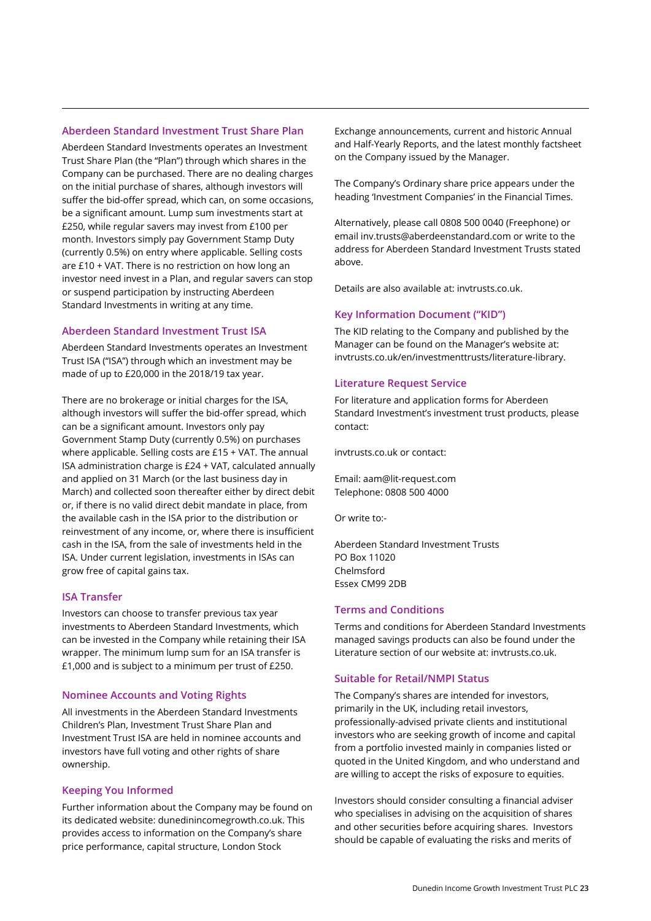### Aberdeen Standard Investment Trust Share Plan

Aberdeen Standard Investments operates an Investment Trust Share Plan (the "Plan") through which shares in the Company can be purchased. There are no dealing charges on the initial purchase of shares, although investors will suffer the bid-offer spread, which can, on some occasions, be a significant amount. Lump sum investments start at £250, while regular savers may invest from £100 per month. Investors simply pay Government Stamp Duty (currently 0.5%) on entry where applicable. Selling costs are £10 + VAT. There is no restriction on how long an investor need invest in a Plan, and regular savers can stop or suspend participation by instructing Aberdeen Standard Investments in writing at any time.

### Aberdeen Standard Investment Trust ISA

Aberdeen Standard Investments operates an Investment Trust ISA ("ISA") through which an investment may be made of up to £20,000 in the 2018/19 tax year.

There are no brokerage or initial charges for the ISA, although investors will suffer the bid-offer spread, which can be a significant amount. Investors only pay Government Stamp Duty (currently 0.5%) on purchases where applicable. Selling costs are £15 + VAT. The annual ISA administration charge is £24 + VAT, calculated annually and applied on 31 March (or the last business day in March) and collected soon thereafter either by direct debit or, if there is no valid direct debit mandate in place, from the available cash in the ISA prior to the distribution or reinvestment of any income, or, where there is insufficient cash in the ISA, from the sale of investments held in the ISA. Under current legislation, investments in ISAs can grow free of capital gains tax.

### ISA Transfer

Investors can choose to transfer previous tax year investments to Aberdeen Standard Investments, which can be invested in the Company while retaining their ISA wrapper. The minimum lump sum for an ISA transfer is £1,000 and is subject to a minimum per trust of £250.

### Nominee Accounts and Voting Rights

All investments in the Aberdeen Standard Investments Children's Plan, Investment Trust Share Plan and Investment Trust ISA are held in nominee accounts and investors have full voting and other rights of share ownership.

### Keeping You Informed

Further information about the Company may be found on its dedicated website: dunedinincomegrowth.co.uk. This provides access to information on the Company's share price performance, capital structure, London Stock Exchange announcements, current and historic Annual and Half-Yearly Reports, and the latest monthly factsheet on the Company issued by the Manager.

The Company's Ordinary share price appears under the heading 'Investment Companies' in the Financial Times.

Alternatively, please call 0808 500 0040 (Freephone) or email inv.trusts@aberdeenstandard.com or write to the address for Aberdeen Standard Investment Trusts stated above.

Details are also available at: invtrusts.co.uk.

### Key Information Document ("KID")

The KID relating to the Company and published by the Manager can be found on the Manager's website at: invtrusts.co.uk/en/investmenttrusts/literature-library.

### Literature Request Service

For literature and application forms for Aberdeen Standard Investment's investment trust products, please contact:

invtrusts.co.uk or contact:

Email: aam@lit-request.com
Telephone: 0808 500 4000

Or write to:-

Aberdeen Standard Investment Trusts
PO Box 11020
Chelmsford
Essex CM99 2DB

### Terms and Conditions

Terms and conditions for Aberdeen Standard Investments managed savings products can also be found under the Literature section of our website at: invtrusts.co.uk.

### Suitable for Retail/NMPI Status

The Company's shares are intended for investors, primarily in the UK, including retail investors, professionally-advised private clients and institutional investors who are seeking growth of income and capital from a portfolio invested mainly in companies listed or quoted in the United Kingdom, and who understand and are willing to accept the risks of exposure to equities.

Investors should consider consulting a financial adviser who specialises in advising on the acquisition of shares and other securities before acquiring shares. Investors should be capable of evaluating the risks and merits of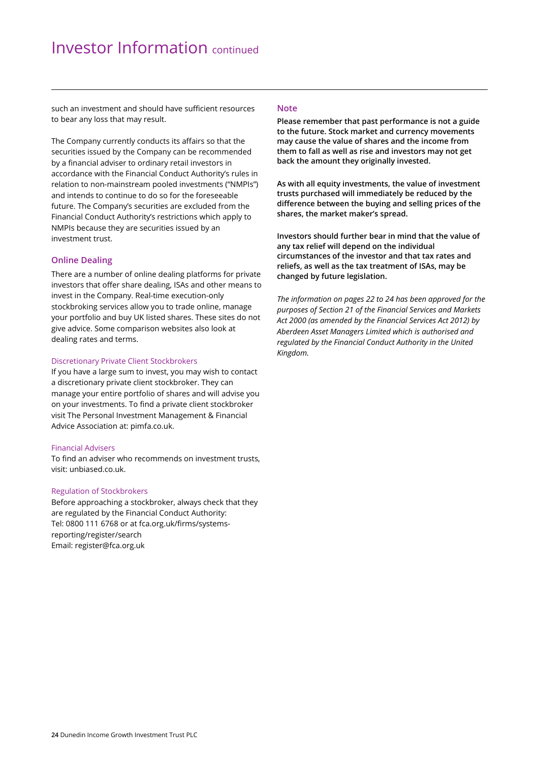# Investor Information continued

such an investment and should have sufficient resources to bear any loss that may result.

The Company currently conducts its affairs so that the securities issued by the Company can be recommended by a financial adviser to ordinary retail investors in accordance with the Financial Conduct Authority's rules in relation to non-mainstream pooled investments ("NMPIs") and intends to continue to do so for the foreseeable future. The Company's securities are excluded from the Financial Conduct Authority's restrictions which apply to NMPIs because they are securities issued by an investment trust.

## Online Dealing

There are a number of online dealing platforms for private investors that offer share dealing, ISAs and other means to invest in the Company. Real-time execution-only stockbroking services allow you to trade online, manage your portfolio and buy UK listed shares. These sites do not give advice. Some comparison websites also look at dealing rates and terms.

### Discretionary Private Client Stockbrokers

If you have a large sum to invest, you may wish to contact a discretionary private client stockbroker. They can manage your entire portfolio of shares and will advise you on your investments. To find a private client stockbroker visit The Personal Investment Management & Financial Advice Association at: pimfa.co.uk.

### Financial Advisers

To find an adviser who recommends on investment trusts, visit: unbiased.co.uk.

### Regulation of Stockbrokers

Before approaching a stockbroker, always check that they are regulated by the Financial Conduct Authority:
Tel: 0800 111 6768 or at fca.org.uk/firms/systems-reporting/register/search
Email: register@fca.org.uk

## Note

**Please remember that past performance is not a guide to the future. Stock market and currency movements may cause the value of shares and the income from them to fall as well as rise and investors may not get back the amount they originally invested.**

**As with all equity investments, the value of investment trusts purchased will immediately be reduced by the difference between the buying and selling prices of the shares, the market maker's spread.**

**Investors should further bear in mind that the value of any tax relief will depend on the individual circumstances of the investor and that tax rates and reliefs, as well as the tax treatment of ISAs, may be changed by future legislation.**

*The information on pages 22 to 24 has been approved for the purposes of Section 21 of the Financial Services and Markets Act 2000 (as amended by the Financial Services Act 2012) by Aberdeen Asset Managers Limited which is authorised and regulated by the Financial Conduct Authority in the United Kingdom.*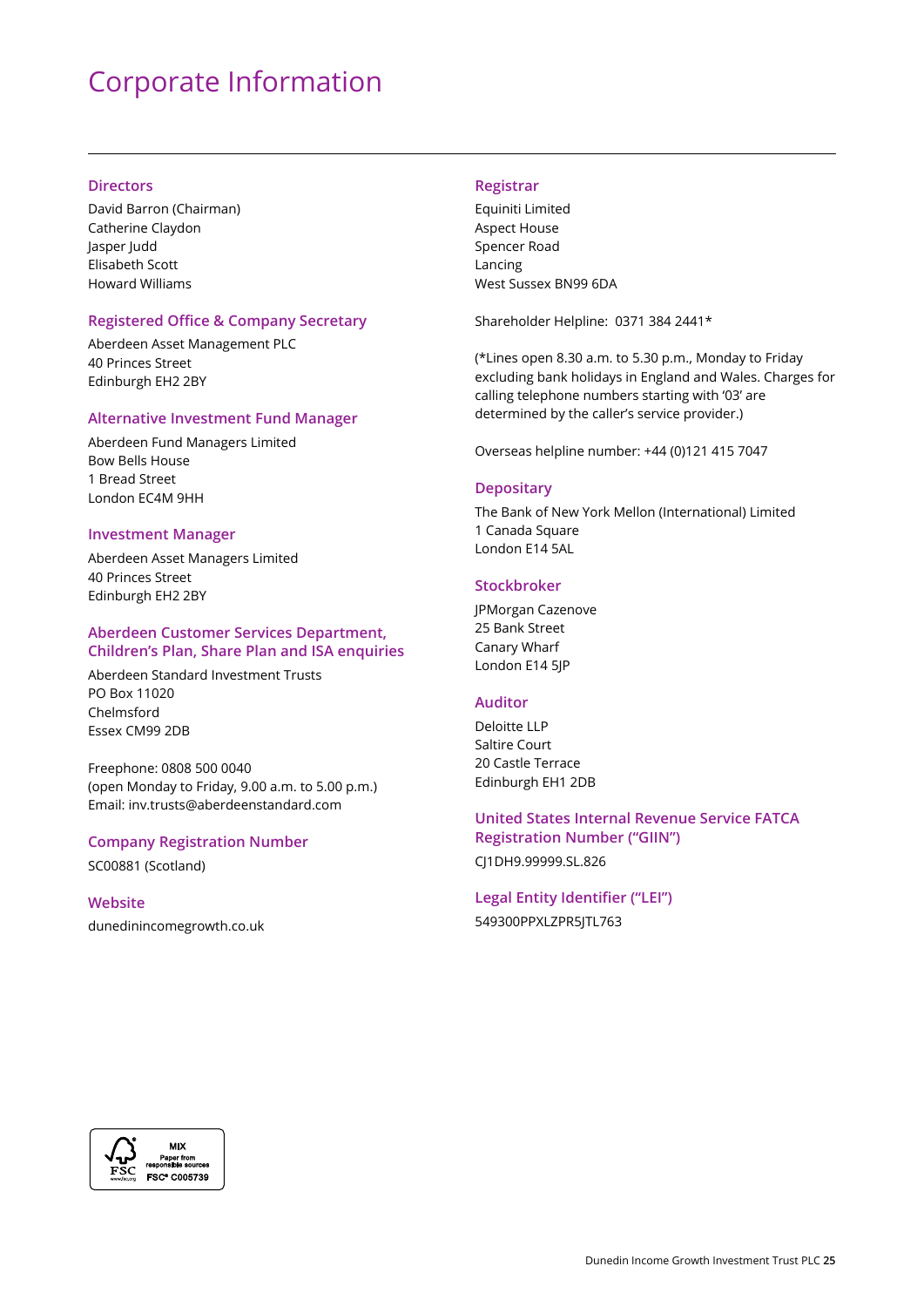# Corporate Information

### Directors

David Barron (Chairman)
Catherine Claydon
Jasper Judd
Elisabeth Scott
Howard Williams

### Registered Office & Company Secretary

Aberdeen Asset Management PLC
40 Princes Street
Edinburgh EH2 2BY

### Alternative Investment Fund Manager

Aberdeen Fund Managers Limited
Bow Bells House
1 Bread Street
London EC4M 9HH

### Investment Manager

Aberdeen Asset Managers Limited
40 Princes Street
Edinburgh EH2 2BY

### Aberdeen Customer Services Department, Children's Plan, Share Plan and ISA enquiries

Aberdeen Standard Investment Trusts
PO Box 11020
Chelmsford
Essex CM99 2DB

Freephone: 0808 500 0040
(open Monday to Friday, 9.00 a.m. to 5.00 p.m.)
Email: inv.trusts@aberdeenstandard.com

### Company Registration Number

SC00881 (Scotland)

### Website

dunedinincomegrowth.co.uk

### Registrar

Equiniti Limited
Aspect House
Spencer Road
Lancing
West Sussex BN99 6DA

Shareholder Helpline: 0371 384 2441*

(*Lines open 8.30 a.m. to 5.30 p.m., Monday to Friday excluding bank holidays in England and Wales. Charges for calling telephone numbers starting with '03' are determined by the caller's service provider.)

Overseas helpline number: +44 (0)121 415 7047

### Depositary

The Bank of New York Mellon (International) Limited
1 Canada Square
London E14 5AL

### Stockbroker

JPMorgan Cazenove
25 Bank Street
Canary Wharf
London E14 5JP

### Auditor

Deloitte LLP
Saltire Court
20 Castle Terrace
Edinburgh EH1 2DB

### United States Internal Revenue Service FATCA Registration Number ("GIIN")

CJ1DH9.99999.SL.826

### Legal Entity Identifier ("LEI")

549300PPXLZPR5JTL763

MIX
Paper from responsible sources
FSC® C005739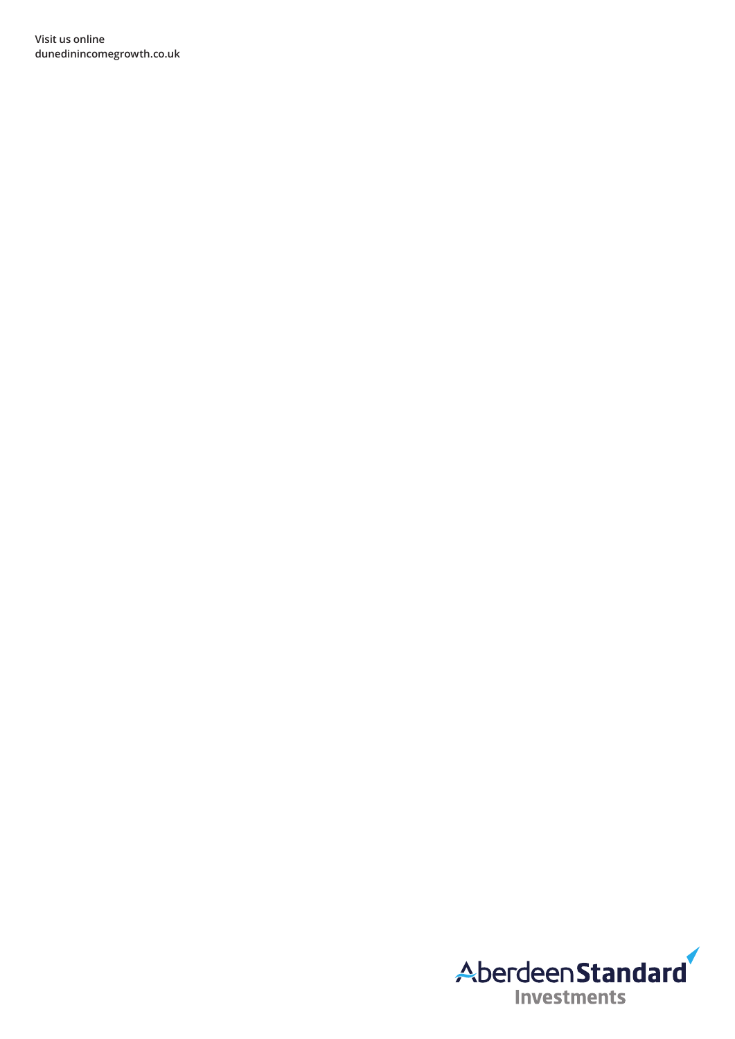Visit us online
dunedinincomegrowth.co.uk

Aberdeen Standard
Investments